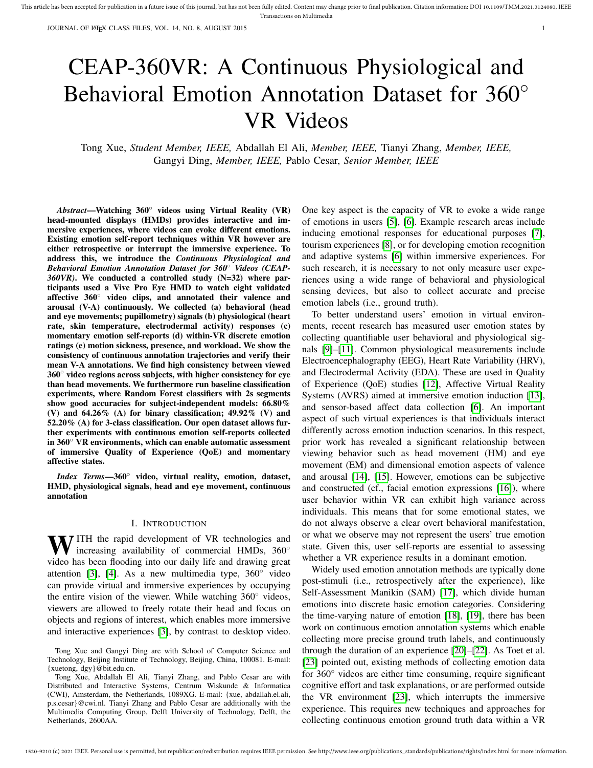# CEAP-360VR: A Continuous Physiological and Behavioral Emotion Annotation Dataset for 360° VR Videos

Tong Xue, *Student Member, IEEE,* Abdallah El Ali, *Member, IEEE,* Tianyi Zhang, *Member, IEEE,* Gangyi Ding, *Member, IEEE,* Pablo Cesar, *Senior Member, IEEE*

***Abstract*—Watching 360° videos using Virtual Reality (VR) head-mounted displays (HMDs) provides interactive and immersive experiences, where videos can evoke different emotions. Existing emotion self-report techniques within VR however are either retrospective or interrupt the immersive experience. To address this, we introduce the *Continuous Physiological and Behavioral Emotion Annotation Dataset for 360° Videos (CEAP-360VR)*. We conducted a controlled study (N=32) where participants used a Vive Pro Eye HMD to watch eight validated affective 360° video clips, and annotated their valence and arousal (V-A) continuously. We collected (a) behavioral (head and eye movements; pupillometry) signals (b) physiological (heart rate, skin temperature, electrodermal activity) responses (c) momentary emotion self-reports (d) within-VR discrete emotion ratings (e) motion sickness, presence, and workload. We show the consistency of continuous annotation trajectories and verify their mean V-A annotations. We find high consistency between viewed 360° video regions across subjects, with higher consistency for eye than head movements. We furthermore run baseline classification experiments, where Random Forest classifiers with 2s segments show good accuracies for subject-independent models: 66.80% (V) and 64.26% (A) for binary classification; 49.92% (V) and 52.20% (A) for 3-class classification. Our open dataset allows further experiments with continuous emotion self-reports collected in 360° VR environments, which can enable automatic assessment of immersive Quality of Experience (QoE) and momentary affective states.**

***Index Terms*—360° video, virtual reality, emotion, dataset, HMD, physiological signals, head and eye movement, continuous annotation**

## I. Introduction

With the rapid development of VR technologies and increasing availability of commercial HMDs, 360° video has been flooding into our daily life and drawing great attention [3], [4]. As a new multimedia type, 360° video can provide virtual and immersive experiences by occupying the entire vision of the viewer. While watching 360° videos, viewers are allowed to freely rotate their head and focus on objects and regions of interest, which enables more immersive and interactive experiences [3], by contrast to desktop video. One key aspect is the capacity of VR to evoke a wide range of emotions in users [5], [6]. Example research areas include inducing emotional responses for educational purposes [7], tourism experiences [8], or for developing emotion recognition and adaptive systems [6] within immersive experiences. For such research, it is necessary to not only measure user experiences using a wide range of behavioral and physiological sensing devices, but also to collect accurate and precise emotion labels (i.e., ground truth).

To better understand users' emotion in virtual environments, recent research has measured user emotion states by collecting quantifiable user behavioral and physiological signals [9]–[11]. Common physiological measurements include Electroencephalography (EEG), Heart Rate Variability (HRV), and Electrodermal Activity (EDA). These are used in Quality of Experience (QoE) studies [12], Affective Virtual Reality Systems (AVRS) aimed at immersive emotion induction [13], and sensor-based affect data collection [6]. An important aspect of such virtual experiences is that individuals interact differently across emotion induction scenarios. In this respect, prior work has revealed a significant relationship between viewing behavior such as head movement (HM) and eye movement (EM) and dimensional emotion aspects of valence and arousal [14], [15]. However, emotions can be subjective and constructed (cf., facial emotion expressions [16]), where user behavior within VR can exhibit high variance across individuals. This means that for some emotional states, we do not always observe a clear overt behavioral manifestation, or what we observe may not represent the users' true emotion state. Given this, user self-reports are essential to assessing whether a VR experience results in a dominant emotion.

Widely used emotion annotation methods are typically done post-stimuli (i.e., retrospectively after the experience), like Self-Assessment Manikin (SAM) [17], which divide human emotions into discrete basic emotion categories. Considering the time-varying nature of emotion [18], [19], there has been work on continuous emotion annotation systems which enable collecting more precise ground truth labels, and continuously through the duration of an experience [20]–[22]. As Toet et al. [23] pointed out, existing methods of collecting emotion data for 360° videos are either time consuming, require significant cognitive effort and task explanations, or are performed outside the VR environment [23], which interrupts the immersive experience. This requires new techniques and approaches for collecting continuous emotion ground truth data within a VR

Tong Xue and Gangyi Ding are with School of Computer Science and Technology, Beijing Institute of Technology, Beijing, China, 100081. E-mail: {xuetong, dgy}@bit.edu.cn.

Tong Xue, Abdallah El Ali, Tianyi Zhang, and Pablo Cesar are with Distributed and Interactive Systems, Centrum Wiskunde & Informatica (CWI), Amsterdam, the Netherlands, 1089XG. E-mail: {xue, abdallah.el.ali, p.s.cesar}@cwi.nl. Tianyi Zhang and Pablo Cesar are additionally with the Multimedia Computing Group, Delft University of Technology, Delft, the Netherlands, 2600AA.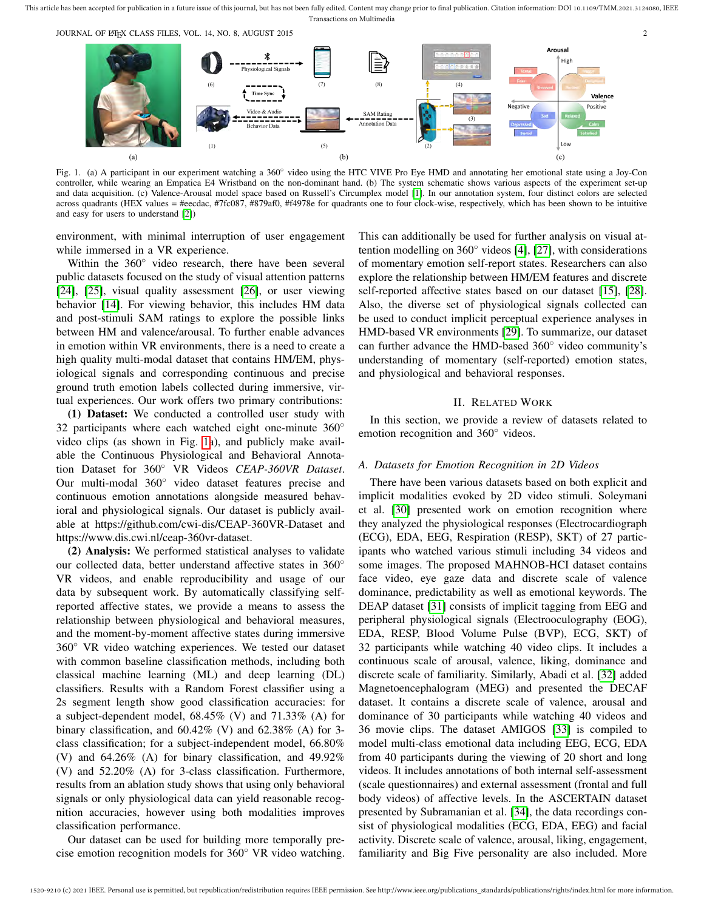Fig. 1. (a) A participant in our experiment watching a 360° video using the HTC VIVE Pro Eye HMD and annotating her emotional state using a Joy-Con controller, while wearing an Empatica E4 Wristband on the non-dominant hand. (b) The system schematic shows various aspects of the experiment set-up and data acquisition. (c) Valence-Arousal model space based on Russell's Circumplex model [1]. In our annotation system, four distinct colors are selected across quadrants (HEX values = #eecdac, #7fc087, #879af0, #f4978e for quadrants one to four clock-wise, respectively, which has been shown to be intuitive and easy for users to understand [2])

environment, with minimal interruption of user engagement while immersed in a VR experience.

Within the 360° video research, there have been several public datasets focused on the study of visual attention patterns [24], [25], visual quality assessment [26], or user viewing behavior [14]. For viewing behavior, this includes HM data and post-stimuli SAM ratings to explore the possible links between HM and valence/arousal. To further enable advances in emotion within VR environments, there is a need to create a high quality multi-modal dataset that contains HM/EM, physiological signals and corresponding continuous and precise ground truth emotion labels collected during immersive, virtual experiences. Our work offers two primary contributions:

**(1) Dataset:** We conducted a controlled user study with 32 participants where each watched eight one-minute 360° video clips (as shown in Fig. 1a), and publicly make available the Continuous Physiological and Behavioral Annotation Dataset for 360° VR Videos *CEAP-360VR Dataset*. Our multi-modal 360° video dataset features precise and continuous emotion annotations alongside measured behavioral and physiological signals. Our dataset is publicly available at https://github.com/cwi-dis/CEAP-360VR-Dataset and https://www.dis.cwi.nl/ceap-360vr-dataset.

**(2) Analysis:** We performed statistical analyses to validate our collected data, better understand affective states in 360° VR videos, and enable reproducibility and usage of our data by subsequent work. By automatically classifying self-reported affective states, we provide a means to assess the relationship between physiological and behavioral measures, and the moment-by-moment affective states during immersive 360° VR video watching experiences. We tested our dataset with common baseline classification methods, including both classical machine learning (ML) and deep learning (DL) classifiers. Results with a Random Forest classifier using a 2s segment length show good classification accuracies: for a subject-dependent model, 68.45% (V) and 71.33% (A) for binary classification, and 60.42% (V) and 62.38% (A) for 3-class classification; for a subject-independent model, 66.80% (V) and 64.26% (A) for binary classification, and 49.92% (V) and 52.20% (A) for 3-class classification. Furthermore, results from an ablation study shows that using only behavioral signals or only physiological data can yield reasonable recognition accuracies, however using both modalities improves classification performance.

Our dataset can be used for building more temporally precise emotion recognition models for 360° VR video watching. This can additionally be used for further analysis on visual attention modelling on 360° videos [4], [27], with considerations of momentary emotion self-report states. Researchers can also explore the relationship between HM/EM features and discrete self-reported affective states based on our dataset [15], [28]. Also, the diverse set of physiological signals collected can be used to conduct implicit perceptual experience analyses in HMD-based VR environments [29]. To summarize, our dataset can further advance the HMD-based 360° video community's understanding of momentary (self-reported) emotion states, and physiological and behavioral responses.

## II. Related Work

In this section, we provide a review of datasets related to emotion recognition and 360° videos.

### A. Datasets for Emotion Recognition in 2D Videos

There have been various datasets based on both explicit and implicit modalities evoked by 2D video stimuli. Soleymani et al. [30] presented work on emotion recognition where they analyzed the physiological responses (Electrocardiograph (ECG), EDA, EEG, Respiration (RESP), SKT) of 27 participants who watched various stimuli including 34 videos and some images. The proposed MAHNOB-HCI dataset contains face video, eye gaze data and discrete scale of valence dominance, predictability as well as emotional keywords. The DEAP dataset [31] consists of implicit tagging from EEG and peripheral physiological signals (Electrooculography (EOG), EDA, RESP, Blood Volume Pulse (BVP), ECG, SKT) of 32 participants while watching 40 video clips. It includes a continuous scale of arousal, valence, liking, dominance and discrete scale of familiarity. Similarly, Abadi et al. [32] added Magnetoencephalogram (MEG) and presented the DECAF dataset. It contains a discrete scale of valence, arousal and dominance of 30 participants while watching 40 videos and 36 movie clips. The dataset AMIGOS [33] is compiled to model multi-class emotional data including EEG, ECG, EDA from 40 participants during the viewing of 20 short and long videos. It includes annotations of both internal self-assessment (scale questionnaires) and external assessment (frontal and full body videos) of affective levels. In the ASCERTAIN dataset presented by Subramanian et al. [34], the data recordings consist of physiological modalities (ECG, EDA, EEG) and facial activity. Discrete scale of valence, arousal, liking, engagement, familiarity and Big Five personality are also included. More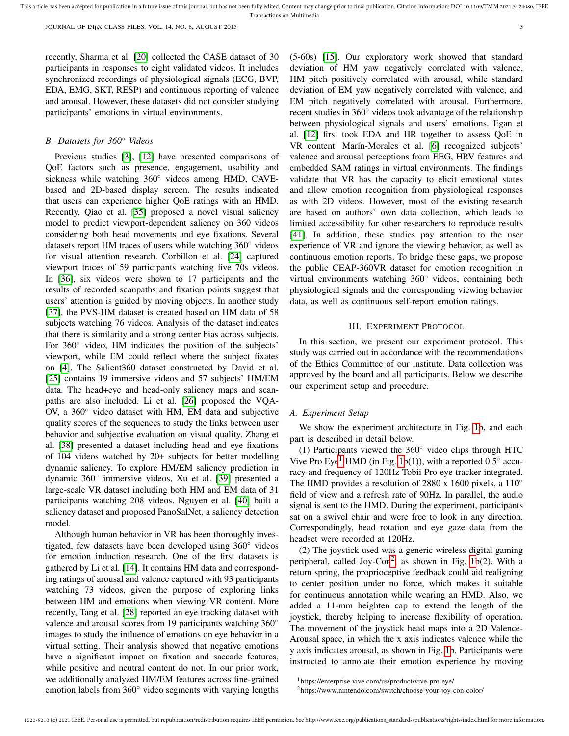recently, Sharma et al. [20] collected the CASE dataset of 30 participants in responses to eight validated videos. It includes synchronized recordings of physiological signals (ECG, BVP, EDA, EMG, SKT, RESP) and continuous reporting of valence and arousal. However, these datasets did not consider studying participants' emotions in virtual environments.

### *B. Datasets for 360° Videos*

Previous studies [3], [12] have presented comparisons of QoE factors such as presence, engagement, usability and sickness while watching 360° videos among HMD, CAVE-based and 2D-based display screen. The results indicated that users can experience higher QoE ratings with an HMD. Recently, Qiao et al. [35] proposed a novel visual saliency model to predict viewport-dependent saliency on 360 videos considering both head movements and eye fixations. Several datasets report HM traces of users while watching 360° videos for visual attention research. Corbillon et al. [24] captured viewport traces of 59 participants watching five 70s videos. In [36], six videos were shown to 17 participants and the results of recorded scanpaths and fixation points suggest that users' attention is guided by moving objects. In another study [37], the PVS-HM dataset is created based on HM data of 58 subjects watching 76 videos. Analysis of the dataset indicates that there is similarity and a strong center bias across subjects. For 360° video, HM indicates the position of the subjects' viewport, while EM could reflect where the subject fixates on [4]. The Salient360 dataset constructed by David et al. [25] contains 19 immersive videos and 57 subjects' HM/EM data. The head+eye and head-only saliency maps and scanpaths are also included. Li et al. [26] proposed the VQA-OV, a 360° video dataset with HM, EM data and subjective quality scores of the sequences to study the links between user behavior and subjective evaluation on visual quality. Zhang et al. [38] presented a dataset including head and eye fixations of 104 videos watched by 20+ subjects for better modelling dynamic saliency. To explore HM/EM saliency prediction in dynamic 360° immersive videos, Xu et al. [39] presented a large-scale VR dataset including both HM and EM data of 31 participants watching 208 videos. Nguyen et al. [40] built a saliency dataset and proposed PanoSalNet, a saliency detection model.

Although human behavior in VR has been thoroughly investigated, few datasets have been developed using 360° videos for emotion induction research. One of the first datasets is gathered by Li et al. [14]. It contains HM data and corresponding ratings of arousal and valence captured with 93 participants watching 73 videos, given the purpose of exploring links between HM and emotions when viewing VR content. More recently, Tang et al. [28] reported an eye tracking dataset with valence and arousal scores from 19 participants watching 360° images to study the influence of emotions on eye behavior in a virtual setting. Their analysis showed that negative emotions have a significant impact on fixation and saccade features, while positive and neutral content do not. In our prior work, we additionally analyzed HM/EM features across fine-grained emotion labels from 360° video segments with varying lengths (5-60s) [15]. Our exploratory work showed that standard deviation of HM yaw negatively correlated with valence, HM pitch positively correlated with arousal, while standard deviation of EM yaw negatively correlated with valence, and EM pitch negatively correlated with arousal. Furthermore, recent studies in 360° videos took advantage of the relationship between physiological signals and users' emotions. Egan et al. [12] first took EDA and HR together to assess QoE in VR content. Marín-Morales et al. [6] recognized subjects' valence and arousal perceptions from EEG, HRV features and embedded SAM ratings in virtual environments. The findings validate that VR has the capacity to elicit emotional states and allow emotion recognition from physiological responses as with 2D videos. However, most of the existing research are based on authors' own data collection, which leads to limited accessibility for other researchers to reproduce results [41]. In addition, these studies pay attention to the user experience of VR and ignore the viewing behavior, as well as continuous emotion reports. To bridge these gaps, we propose the public CEAP-360VR dataset for emotion recognition in virtual environments watching 360° videos, containing both physiological signals and the corresponding viewing behavior data, as well as continuous self-report emotion ratings.

## III. Experiment Protocol

In this section, we present our experiment protocol. This study was carried out in accordance with the recommendations of the Ethics Committee of our institute. Data collection was approved by the board and all participants. Below we describe our experiment setup and procedure.

### *A. Experiment Setup*

We show the experiment architecture in Fig. 1b, and each part is described in detail below.

(1) Participants viewed the 360° video clips through HTC Vive Pro Eye[1] HMD (in Fig. 1b(1)), with a reported 0.5° accuracy and frequency of 120Hz Tobii Pro eye tracker integrated. The HMD provides a resolution of 2880 x 1600 pixels, a 110° field of view and a refresh rate of 90Hz. In parallel, the audio signal is sent to the HMD. During the experiment, participants sat on a swivel chair and were free to look in any direction. Correspondingly, head rotation and eye gaze data from the headset were recorded at 120Hz.

(2) The joystick used was a generic wireless digital gaming peripheral, called Joy-Con[2] as shown in Fig. 1b(2). With a return spring, the proprioceptive feedback could aid realigning to center position under no force, which makes it suitable for continuous annotation while wearing an HMD. Also, we added a 11-mm heighten cap to extend the length of the joystick, thereby helping to increase flexibility of operation. The movement of the joystick head maps into a 2D Valence-Arousal space, in which the x axis indicates valence while the y axis indicates arousal, as shown in Fig. 1b. Participants were instructed to annotate their emotion experience by moving

[1] https://enterprise.vive.com/us/product/vive-pro-eye/

[2] https://www.nintendo.com/switch/choose-your-joy-con-color/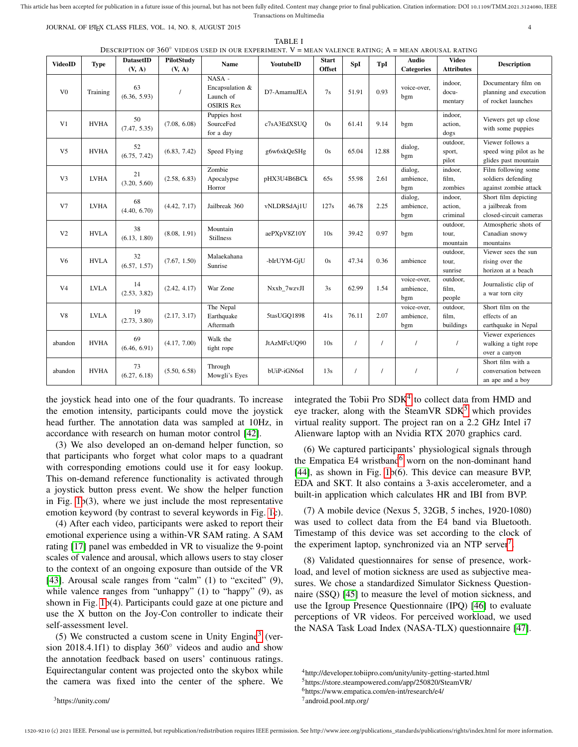TABLE I
DESCRIPTION OF 360° VIDEOS USED IN OUR EXPERIMENT. V = MEAN VALENCE RATING; A = MEAN AROUSAL RATING

| VideoID | Type | DatasetID (V, A) | PilotStudy (V, A) | Name | YoutubeID | Start Offset | SpI | TpI | Audio Categories | Video Attributes | Description |
|---|---|---|---|---|---|---|---|---|---|---|---|
| V0 | Training | 63 (6.36, 5.93) | / | NASA - Encapsulation & Launch of OSIRIS Rex | D7-AmamuJEA | 7s | 51.91 | 0.93 | voice-over, bgm | indoor, documentary | Documentary film on planning and execution of rocket launches |
| V1 | HVHA | 50 (7.47, 5.35) | (7.08, 6.08) | Puppies host SourceFed for a day | c7sA3EdXSUQ | 0s | 61.41 | 9.14 | bgm | indoor, action, dogs | Viewers get up close with some puppies |
| V5 | HVHA | 52 (6.75, 7.42) | (6.83, 7.42) | Speed Flying | g6w6xkQeSHg | 0s | 65.04 | 12.88 | dialog, bgm | outdoor, sport, pilot | Viewer follows a speed wing pilot as he glides past mountain |
| V3 | LVHA | 21 (3.20, 5.60) | (2.58, 6.83) | Zombie Apocalypse Horror | pHX3U4B6BCk | 65s | 55.98 | 2.61 | dialog, ambience, bgm | indoor, film, zombies | Film following some soldiers defending against zombie attack |
| V7 | LVHA | 68 (4.40, 6.70) | (4.42, 7.17) | Jailbreak 360 | vNLDRSdAj1U | 127s | 46.78 | 2.25 | dialog, ambience, bgm | indoor, action, criminal | Short film depicting a jailbreak from closed-circuit cameras |
| V2 | HVLA | 38 (6.13, 1.80) | (8.08, 1.91) | Mountain Stillness | aePXpV8Z10Y | 10s | 39.42 | 0.97 | bgm | outdoor, tour, mountain | Atmospheric shots of Canadian snowy mountains |
| V6 | HVLA | 32 (6.57, 1.57) | (7.67, 1.50) | Malaekahana Sunrise | -bIrUYM-GjU | 0s | 47.34 | 0.36 | ambience | outdoor, tour, sunrise | Viewer sees the sun rising over the horizon at a beach |
| V4 | LVLA | 14 (2.53, 3.82) | (2.42, 4.17) | War Zone | Nxxb_7wzvJI | 3s | 62.99 | 1.54 | voice-over, ambience, bgm | outdoor, film, people | Journalistic clip of a war torn city |
| V8 | LVLA | 19 (2.73, 3.80) | (2.17, 3.17) | The Nepal Earthquake Aftermath | 5tasUGQ1898 | 41s | 76.11 | 2.07 | voice-over, ambience, bgm | outdoor, film, buildings | Short film on the effects of an earthquake in Nepal |
| abandon | HVHA | 69 (6.46, 6.91) | (4.17, 7.00) | Walk the tight rope | JtAzMFcUQ90 | 10s | / | / | / | / | Viewer experiences walking a tight rope over a canyon |
| abandon | HVHA | 73 (6.27, 6.18) | (5.50, 6.58) | Through Mowgli's Eyes | bUiP-iGN6oI | 13s | / | / | / | / | Short film with a conversation between an ape and a boy |

the joystick head into one of the four quadrants. To increase the emotion intensity, participants could move the joystick head further. The annotation data was sampled at 10Hz, in accordance with research on human motor control [42].

(3) We also developed an on-demand helper function, so that participants who forget what color maps to a quadrant with corresponding emotions could use it for easy lookup. This on-demand reference functionality is activated through a joystick button press event. We show the helper function in Fig. 1b(3), where we just include the most representative emotion keyword (by contrast to several keywords in Fig. 1c).

(4) After each video, participants were asked to report their emotional experience using a within-VR SAM rating. A SAM rating [17] panel was embedded in VR to visualize the 9-point scales of valence and arousal, which allows users to stay closer to the context of an ongoing exposure than outside of the VR [43]. Arousal scale ranges from "calm" (1) to "excited" (9), while valence ranges from "unhappy" (1) to "happy" (9), as shown in Fig. 1b(4). Participants could gaze at one picture and use the X button on the Joy-Con controller to indicate their self-assessment level.

(5) We constructed a custom scene in Unity Engine[3] (version 2018.4.1f1) to display 360° videos and audio and show the annotation feedback based on users' continuous ratings. Equirectangular content was projected onto the skybox while the camera was fixed into the center of the sphere. We integrated the Tobii Pro SDK[4] to collect data from HMD and eye tracker, along with the SteamVR SDK[5] which provides virtual reality support. The project ran on a 2.2 GHz Intel i7 Alienware laptop with an Nvidia RTX 2070 graphics card.

(6) We captured participants' physiological signals through the Empatica E4 wristband[6] worn on the non-dominant hand [44], as shown in Fig. 1b(6). This device can measure BVP, EDA and SKT. It also contains a 3-axis accelerometer, and a built-in application which calculates HR and IBI from BVP.

(7) A mobile device (Nexus 5, 32GB, 5 inches, 1920-1080) was used to collect data from the E4 band via Bluetooth. Timestamp of this device was set according to the clock of the experiment laptop, synchronized via an NTP server[7].

(8) Validated questionnaires for sense of presence, workload, and level of motion sickness are used as subjective measures. We chose a standardized Simulator Sickness Questionnaire (SSQ) [45] to measure the level of motion sickness, and use the Igroup Presence Questionnaire (IPQ) [46] to evaluate perceptions of VR videos. For perceived workload, we used the NASA Task Load Index (NASA-TLX) questionnaire [47].

[3] https://unity.com/

[4] http://developer.tobiipro.com/unity/unity-getting-started.html

[5] https://store.steampowered.com/app/250820/SteamVR/

[6] https://www.empatica.com/en-int/research/e4/

[7] android.pool.ntp.org/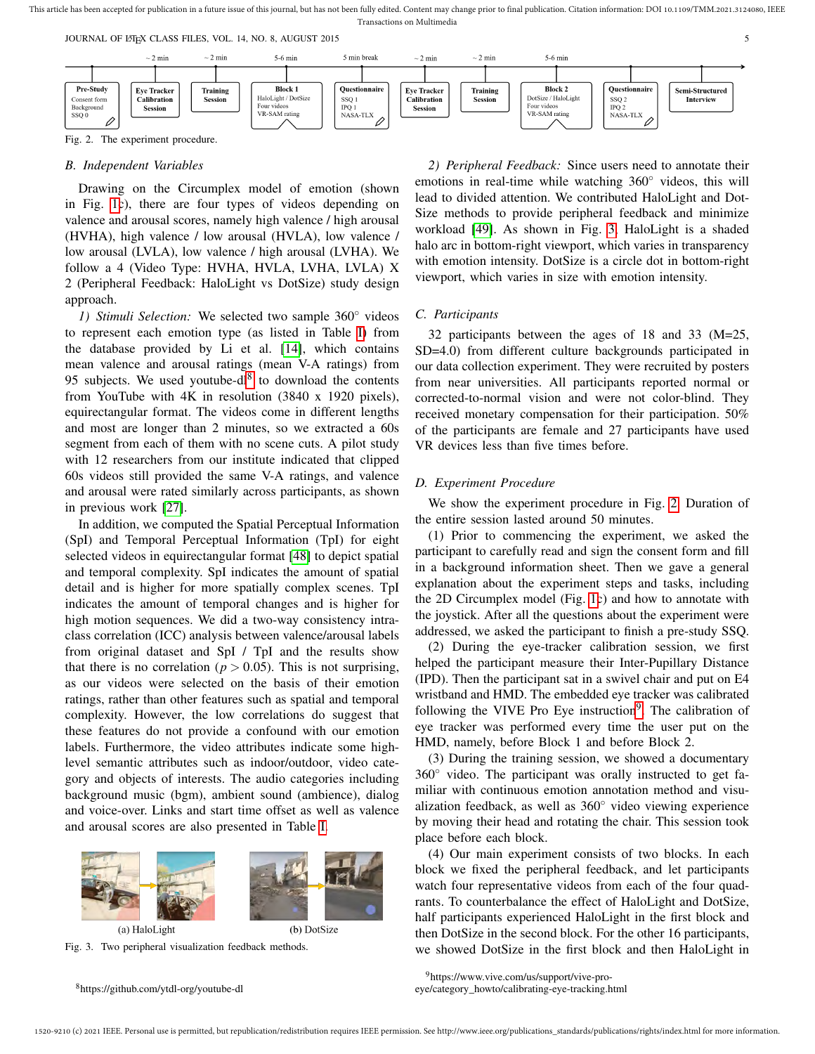Fig. 2. The experiment procedure.

### B. Independent Variables

Drawing on the Circumplex model of emotion (shown in Fig. 1c), there are four types of videos depending on valence and arousal scores, namely high valence / high arousal (HVHA), high valence / low arousal (HVLA), low valence / low arousal (LVLA), low valence / high arousal (LVHA). We follow a 4 (Video Type: HVHA, HVLA, LVHA, LVLA) X 2 (Peripheral Feedback: HaloLight vs DotSize) study design approach.

*1) Stimuli Selection:* We selected two sample 360° videos to represent each emotion type (as listed in Table I) from the database provided by Li et al. [14], which contains mean valence and arousal ratings (mean V-A ratings) from 95 subjects. We used youtube-dl[8] to download the contents from YouTube with 4K in resolution (3840 x 1920 pixels), equirectangular format. The videos come in different lengths and most are longer than 2 minutes, so we extracted a 60s segment from each of them with no scene cuts. A pilot study with 12 researchers from our institute indicated that clipped 60s videos still provided the same V-A ratings, and valence and arousal were rated similarly across participants, as shown in previous work [27].

In addition, we computed the Spatial Perceptual Information (SpI) and Temporal Perceptual Information (TpI) for eight selected videos in equirectangular format [48] to depict spatial and temporal complexity. SpI indicates the amount of spatial detail and is higher for more spatially complex scenes. TpI indicates the amount of temporal changes and is higher for high motion sequences. We did a two-way consistency intra-class correlation (ICC) analysis between valence/arousal labels from original dataset and SpI / TpI and the results show that there is no correlation ($p > 0.05$). This is not surprising, as our videos were selected on the basis of their emotion ratings, rather than other features such as spatial and temporal complexity. However, the low correlations do suggest that these features do not provide a confound with our emotion labels. Furthermore, the video attributes indicate some high-level semantic attributes such as indoor/outdoor, video category and objects of interests. The audio categories including background music (bgm), ambient sound (ambience), dialog and voice-over. Links and start time offset as well as valence and arousal scores are also presented in Table I.

(a) HaloLight (b) DotSize

Fig. 3. Two peripheral visualization feedback methods.

*2) Peripheral Feedback:* Since users need to annotate their emotions in real-time while watching 360° videos, this will lead to divided attention. We contributed HaloLight and DotSize methods to provide peripheral feedback and minimize workload [49]. As shown in Fig. 3, HaloLight is a shaded halo arc in bottom-right viewport, which varies in transparency with emotion intensity. DotSize is a circle dot in bottom-right viewport, which varies in size with emotion intensity.

### C. Participants

32 participants between the ages of 18 and 33 (M=25, SD=4.0) from different culture backgrounds participated in our data collection experiment. They were recruited by posters from near universities. All participants reported normal or corrected-to-normal vision and were not color-blind. They received monetary compensation for their participation. 50% of the participants are female and 27 participants have used VR devices less than five times before.

### D. Experiment Procedure

We show the experiment procedure in Fig. 2. Duration of the entire session lasted around 50 minutes.

(1) Prior to commencing the experiment, we asked the participant to carefully read and sign the consent form and fill in a background information sheet. Then we gave a general explanation about the experiment steps and tasks, including the 2D Circumplex model (Fig. 1c) and how to annotate with the joystick. After all the questions about the experiment were addressed, we asked the participant to finish a pre-study SSQ.

(2) During the eye-tracker calibration session, we first helped the participant measure their Inter-Pupillary Distance (IPD). Then the participant sat in a swivel chair and put on E4 wristband and HMD. The embedded eye tracker was calibrated following the VIVE Pro Eye instruction[9]. The calibration of eye tracker was performed every time the user put on the HMD, namely, before Block 1 and before Block 2.

(3) During the training session, we showed a documentary 360° video. The participant was orally instructed to get familiar with continuous emotion annotation method and visualization feedback, as well as 360° video viewing experience by moving their head and rotating the chair. This session took place before each block.

(4) Our main experiment consists of two blocks. In each block we fixed the peripheral feedback, and let participants watch four representative videos from each of the four quadrants. To counterbalance the effect of HaloLight and DotSize, half participants experienced HaloLight in the first block and then DotSize in the second block. For the other 16 participants, we showed DotSize in the first block and then HaloLight in

[8]https://github.com/ytdl-org/youtube-dl

[9]https://www.vive.com/us/support/vive-pro-eye/category_howto/calibrating-eye-tracking.html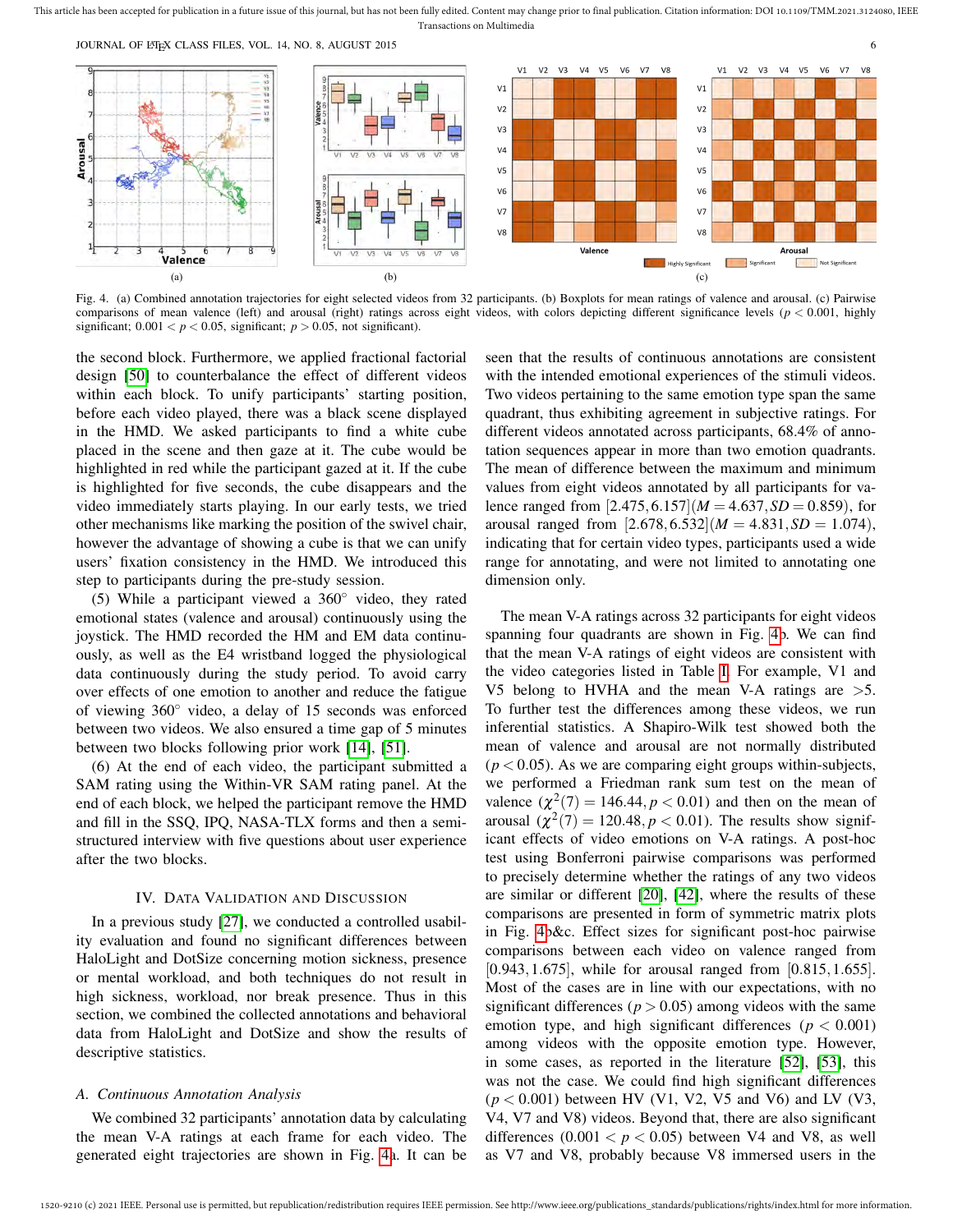Fig. 4. (a) Combined annotation trajectories for eight selected videos from 32 participants. (b) Boxplots for mean ratings of valence and arousal. (c) Pairwise comparisons of mean valence (left) and arousal (right) ratings across eight videos, with colors depicting different significance levels ($p < 0.001$, highly significant; $0.001 < p < 0.05$, significant; $p > 0.05$, not significant).

the second block. Furthermore, we applied fractional factorial design [50] to counterbalance the effect of different videos within each block. To unify participants' starting position, before each video played, there was a black scene displayed in the HMD. We asked participants to find a white cube placed in the scene and then gaze at it. The cube would be highlighted in red while the participant gazed at it. If the cube is highlighted for five seconds, the cube disappears and the video immediately starts playing. In our early tests, we tried other mechanisms like marking the position of the swivel chair, however the advantage of showing a cube is that we can unify users' fixation consistency in the HMD. We introduced this step to participants during the pre-study session.

(5) While a participant viewed a 360° video, they rated emotional states (valence and arousal) continuously using the joystick. The HMD recorded the HM and EM data continuously, as well as the E4 wristband logged the physiological data continuously during the study period. To avoid carry over effects of one emotion to another and reduce the fatigue of viewing 360° video, a delay of 15 seconds was enforced between two videos. We also ensured a time gap of 5 minutes between two blocks following prior work [14], [51].

(6) At the end of each video, the participant submitted a SAM rating using the Within-VR SAM rating panel. At the end of each block, we helped the participant remove the HMD and fill in the SSQ, IPQ, NASA-TLX forms and then a semi-structured interview with five questions about user experience after the two blocks.

## IV. Data Validation and Discussion

In a previous study [27], we conducted a controlled usability evaluation and found no significant differences between HaloLight and DotSize concerning motion sickness, presence or mental workload, and both techniques do not result in high sickness, workload, nor break presence. Thus in this section, we combined the collected annotations and behavioral data from HaloLight and DotSize and show the results of descriptive statistics.

### A. Continuous Annotation Analysis

We combined 32 participants' annotation data by calculating the mean V-A ratings at each frame for each video. The generated eight trajectories are shown in Fig. 4a. It can be seen that the results of continuous annotations are consistent with the intended emotional experiences of the stimuli videos. Two videos pertaining to the same emotion type span the same quadrant, thus exhibiting agreement in subjective ratings. For different videos annotated across participants, 68.4% of annotation sequences appear in more than two emotion quadrants. The mean of difference between the maximum and minimum values from eight videos annotated by all participants for valence ranged from $[2.475, 6.157] (M = 4.637, SD = 0.859)$, for arousal ranged from $[2.678, 6.532] (M = 4.831, SD = 1.074)$, indicating that for certain video types, participants used a wide range for annotating, and were not limited to annotating one dimension only.

The mean V-A ratings across 32 participants for eight videos spanning four quadrants are shown in Fig. 4b. We can find that the mean V-A ratings of eight videos are consistent with the video categories listed in Table I. For example, V1 and V5 belong to HVHA and the mean V-A ratings are $>5$. To further test the differences among these videos, we run inferential statistics. A Shapiro-Wilk test showed both the mean of valence and arousal are not normally distributed ($p < 0.05$). As we are comparing eight groups within-subjects, we performed a Friedman rank sum test on the mean of valence ($\chi^2(7) = 146.44, p < 0.01$) and then on the mean of arousal ($\chi^2(7) = 120.48, p < 0.01$). The results show significant effects of video emotions on V-A ratings. A post-hoc test using Bonferroni pairwise comparisons was performed to precisely determine whether the ratings of any two videos are similar or different [20], [42], where the results of these comparisons are presented in form of symmetric matrix plots in Fig. 4b&c. Effect sizes for significant post-hoc pairwise comparisons between each video on valence ranged from $[0.943, 1.675]$, while for arousal ranged from $[0.815, 1.655]$. Most of the cases are in line with our expectations, with no significant differences ($p > 0.05$) among videos with the same emotion type, and high significant differences ($p < 0.001$) among videos with the opposite emotion type. However, in some cases, as reported in the literature [52], [53], this was not the case. We could find high significant differences ($p < 0.001$) between HV (V1, V2, V5 and V6) and LV (V3, V4, V7 and V8) videos. Beyond that, there are also significant differences ($0.001 < p < 0.05$) between V4 and V8, as well as V7 and V8, probably because V8 immersed users in the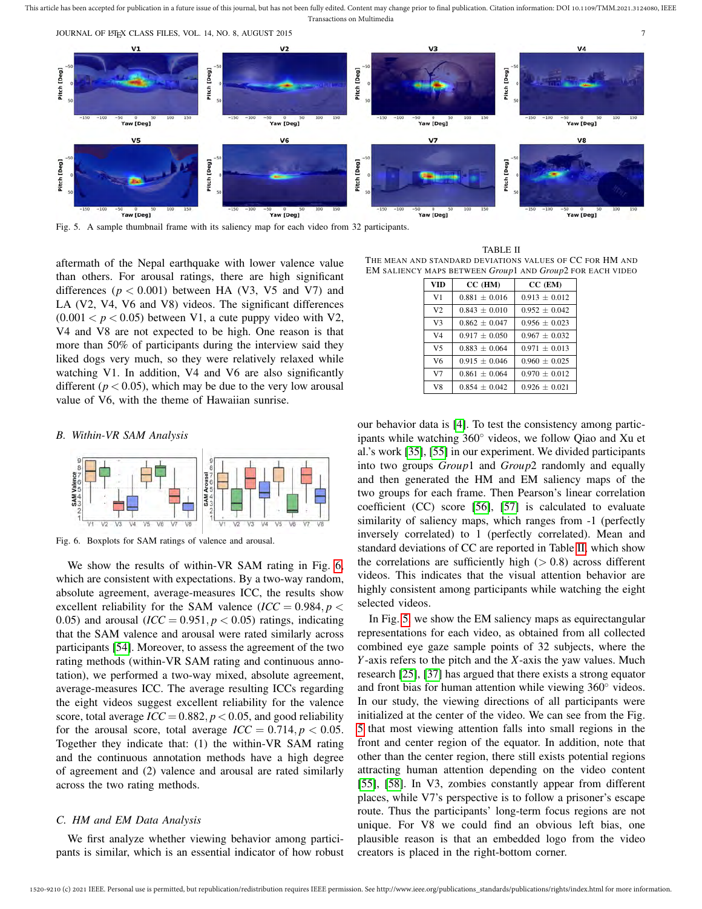Fig. 5. A sample thumbnail frame with its saliency map for each video from 32 participants.

aftermath of the Nepal earthquake with lower valence value than others. For arousal ratings, there are high significant differences ($p < 0.001$) between HA (V3, V5 and V7) and LA (V2, V4, V6 and V8) videos. The significant differences ($0.001 < p < 0.05$) between V1, a cute puppy video with V2, V4 and V8 are not expected to be high. One reason is that more than 50% of participants during the interview said they liked dogs very much, so they were relatively relaxed while watching V1. In addition, V4 and V6 are also significantly different ($p < 0.05$), which may be due to the very low arousal value of V6, with the theme of Hawaiian sunrise.

### B. Within-VR SAM Analysis

Fig. 6. Boxplots for SAM ratings of valence and arousal.

We show the results of within-VR SAM rating in Fig. 6, which are consistent with expectations. By a two-way random, absolute agreement, average-measures ICC, the results show excellent reliability for the SAM valence ($ICC = 0.984, p < 0.05$) and arousal ($ICC = 0.951, p < 0.05$) ratings, indicating that the SAM valence and arousal were rated similarly across participants [54]. Moreover, to assess the agreement of the two rating methods (within-VR SAM rating and continuous annotation), we performed a two-way mixed, absolute agreement, average-measures ICC. The average resulting ICCs regarding the eight videos suggest excellent reliability for the valence score, total average $ICC = 0.882, p < 0.05$, and good reliability for the arousal score, total average $ICC = 0.714, p < 0.05$. Together they indicate that: (1) the within-VR SAM rating and the continuous annotation methods have a high degree of agreement and (2) valence and arousal are rated similarly across the two rating methods.

### C. HM and EM Data Analysis

We first analyze whether viewing behavior among participants is similar, which is an essential indicator of how robust our behavior data is [4]. To test the consistency among participants while watching 360° videos, we follow Qiao and Xu et al.'s work [35], [55] in our experiment. We divided participants into two groups *Group*1 and *Group*2 randomly and equally and then generated the HM and EM saliency maps of the two groups for each frame. Then Pearson's linear correlation coefficient (CC) score [56], [57] is calculated to evaluate similarity of saliency maps, which ranges from -1 (perfectly inversely correlated) to 1 (perfectly correlated). Mean and standard deviations of CC are reported in Table II, which show the correlations are sufficiently high ($> 0.8$) across different videos. This indicates that the visual attention behavior are highly consistent among participants while watching the eight selected videos.

TABLE II
THE MEAN AND STANDARD DEVIATIONS VALUES OF CC FOR HM AND EM SALIENCY MAPS BETWEEN *Group*1 AND *Group*2 FOR EACH VIDEO

| VID | CC (HM) | CC (EM) |
|---|---|---|
| V1 | 0.881 ± 0.016 | 0.913 ± 0.012 |
| V2 | 0.843 ± 0.010 | 0.952 ± 0.042 |
| V3 | 0.862 ± 0.047 | 0.956 ± 0.023 |
| V4 | 0.917 ± 0.050 | 0.967 ± 0.032 |
| V5 | 0.883 ± 0.064 | 0.971 ± 0.013 |
| V6 | 0.915 ± 0.046 | 0.960 ± 0.025 |
| V7 | 0.861 ± 0.064 | 0.970 ± 0.012 |
| V8 | 0.854 ± 0.042 | 0.926 ± 0.021 |

In Fig. 5 we show the EM saliency maps as equirectangular representations for each video, as obtained from all collected combined eye gaze sample points of 32 subjects, where the $Y$-axis refers to the pitch and the $X$-axis the yaw values. Much research [25], [37] has argued that there exists a strong equator and front bias for human attention while viewing 360° videos. In our study, the viewing directions of all participants were initialized at the center of the video. We can see from the Fig. 5 that most viewing attention falls into small regions in the front and center region of the equator. In addition, note that other than the center region, there still exists potential regions attracting human attention depending on the video content [55], [58]. In V3, zombies constantly appear from different places, while V7's perspective is to follow a prisoner's escape route. Thus the participants' long-term focus regions are not unique. For V8 we could find an obvious left bias, one plausible reason is that an embedded logo from the video creators is placed in the right-bottom corner.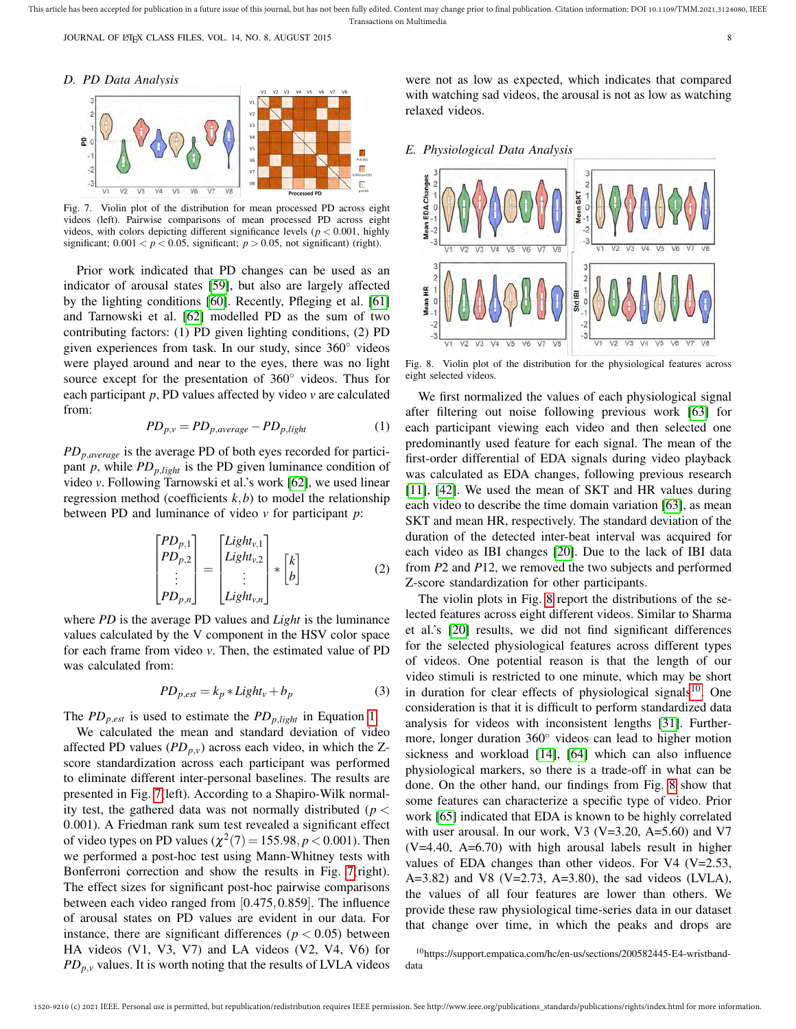### D. PD Data Analysis

Fig. 7. Violin plot of the distribution for mean processed PD across eight videos (left). Pairwise comparisons of mean processed PD across eight videos, with colors depicting different significance levels ($p < 0.001$, highly significant; $0.001 < p < 0.05$, significant; $p > 0.05$, not significant) (right).

Prior work indicated that PD changes can be used as an indicator of arousal states [59], but also are largely affected by the lighting conditions [60]. Recently, Pfleging et al. [61] and Tarnowski et al. [62] modelled PD as the sum of two contributing factors: (1) PD given lighting conditions, (2) PD given experiences from task. In our study, since 360° videos were played around and near to the eyes, there was no light source except for the presentation of 360° videos. Thus for each participant $p$, PD values affected by video $v$ are calculated from:

$$PD_{p,v} = PD_{p,average} - PD_{p,light} \tag{1}$$

$PD_{p,average}$ is the average PD of both eyes recorded for participant $p$, while $PD_{p,light}$ is the PD given luminance condition of video $v$. Following Tarnowski et al.'s work [62], we used linear regression method (coefficients $k, b$) to model the relationship between PD and luminance of video $v$ for participant $p$:

$$\begin{bmatrix} PD_{p,1} \\ PD_{p,2} \\ \vdots \\ PD_{p,n} \end{bmatrix} = \begin{bmatrix} Light_{v,1} \\ Light_{v,2} \\ \vdots \\ Light_{v,n} \end{bmatrix} * \begin{bmatrix} k \\ b \end{bmatrix} \tag{2}$$

where $PD$ is the average PD values and $Light$ is the luminance values calculated by the V component in the HSV color space for each frame from video $v$. Then, the estimated value of PD was calculated from:

$$PD_{p,est} = k_p * Light_v + b_p \tag{3}$$

The $PD_{p,est}$ is used to estimate the $PD_{p,light}$ in Equation 1.

We calculated the mean and standard deviation of video affected PD values ($PD_{p,v}$) across each video, in which the Z-score standardization across each participant was performed to eliminate different inter-personal baselines. The results are presented in Fig. 7(left). According to a Shapiro-Wilk normality test, the gathered data was not normally distributed ($p < 0.001$). A Friedman rank sum test revealed a significant effect of video types on PD values ($\chi^2(7) = 155.98, p < 0.001$). Then we performed a post-hoc test using Mann-Whitney tests with Bonferroni correction and show the results in Fig. 7(right). The effect sizes for significant post-hoc pairwise comparisons between each video ranged from $[0.475, 0.859]$. The influence of arousal states on PD values are evident in our data. For instance, there are significant differences ($p < 0.05$) between HA videos (V1, V3, V7) and LA videos (V2, V4, V6) for $PD_{p,v}$ values. It is worth noting that the results of LVLA videos were not as low as expected, which indicates that compared with watching sad videos, the arousal is not as low as watching relaxed videos.

### E. Physiological Data Analysis

Fig. 8. Violin plot of the distribution for the physiological features across eight selected videos.

We first normalized the values of each physiological signal after filtering out noise following previous work [63] for each participant viewing each video and then selected one predominantly used feature for each signal. The mean of the first-order differential of EDA signals during video playback was calculated as EDA changes, following previous research [11], [42]. We used the mean of SKT and HR values during each video to describe the time domain variation [63], as mean SKT and mean HR, respectively. The standard deviation of the duration of the detected inter-beat interval was acquired for each video as IBI changes [20]. Due to the lack of IBI data from *P2* and *P12*, we removed the two subjects and performed Z-score standardization for other participants.

The violin plots in Fig. 8 report the distributions of the selected features across eight different videos. Similar to Sharma et al.'s [20] results, we did not find significant differences for the selected physiological features across different types of videos. One potential reason is that the length of our video stimuli is restricted to one minute, which may be short in duration for clear effects of physiological signals[10]. One consideration is that it is difficult to perform standardized data analysis for videos with inconsistent lengths [31]. Furthermore, longer duration 360° videos can lead to higher motion sickness and workload [14], [64] which can also influence physiological markers, so there is a trade-off in what can be done. On the other hand, our findings from Fig. 8 show that some features can characterize a specific type of video. Prior work [65] indicated that EDA is known to be highly correlated with user arousal. In our work, V3 (V=3.20, A=5.60) and V7 (V=4.40, A=6.70) with high arousal labels result in higher values of EDA changes than other videos. For V4 (V=2.53, A=3.82) and V8 (V=2.73, A=3.80), the sad videos (LVLA), the values of all four features are lower than others. We provide these raw physiological time-series data in our dataset that change over time, in which the peaks and drops are

[10] https://support.empatica.com/hc/en-us/sections/200582445-E4-wristband-data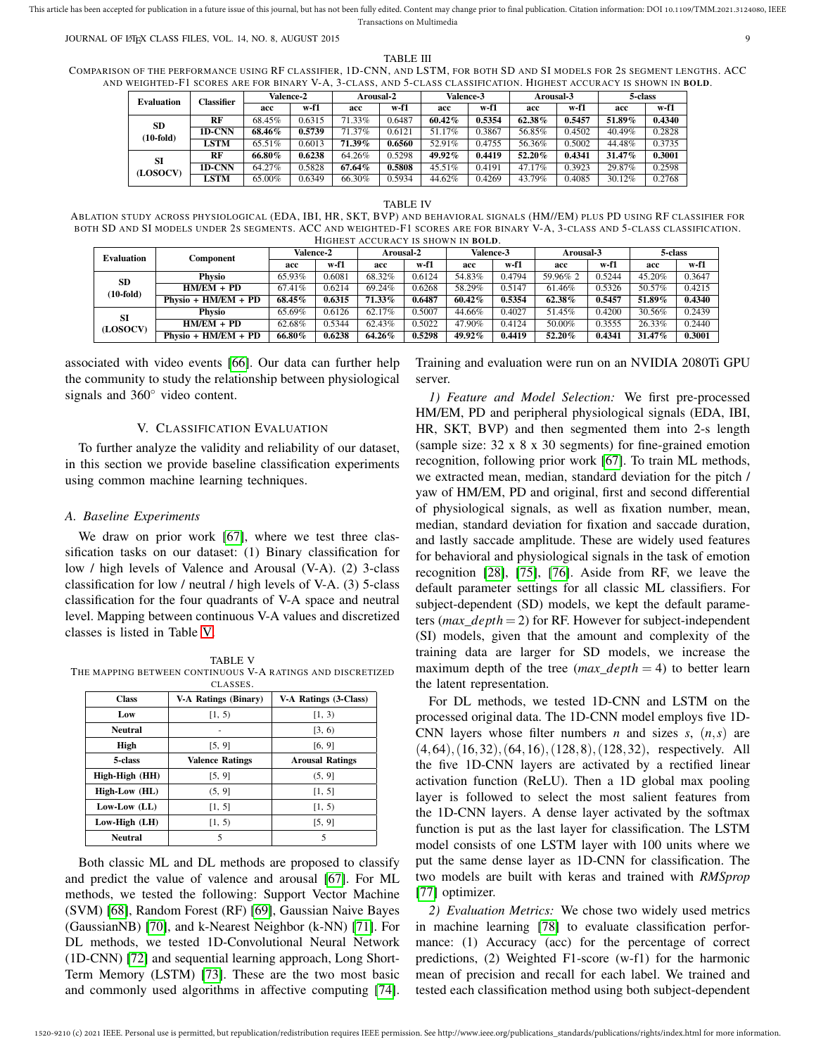TABLE III

COMPARISON OF THE PERFORMANCE USING RF CLASSIFIER, 1D-CNN, AND LSTM, FOR BOTH SD AND SI MODELS FOR 2S SEGMENT LENGTHS. ACC AND WEIGHTED-F1 SCORES ARE FOR BINARY V-A, 3-CLASS, AND 5-CLASS CLASSIFICATION. HIGHEST ACCURACY IS SHOWN IN **BOLD**.

| Evaluation | Classifier | Valence-2 | | Arousal-2 | | Valence-3 | | Arousal-3 | | 5-class | |
|---|---|---|---|---|---|---|---|---|---|---|---|
| | | acc | w-f1 | acc | w-f1 | acc | w-f1 | acc | w-f1 | acc | w-f1 |
| SD (10-fold) | RF | 68.45% | 0.6315 | 71.33% | 0.6487 | **60.42%** | **0.5354** | **62.38%** | **0.5457** | **51.89%** | **0.4340** |
| | 1D-CNN | **68.46%** | **0.5739** | 71.37% | 0.6121 | 51.17% | 0.3867 | 56.85% | 0.4502 | 40.49% | 0.2828 |
| | LSTM | 65.51% | 0.6013 | **71.39%** | **0.6560** | 52.91% | 0.4755 | 56.36% | 0.5002 | 44.48% | 0.3735 |
| SI (LOSOCV) | RF | **66.80%** | **0.6238** | 64.26% | 0.5298 | **49.92%** | **0.4419** | **52.20%** | **0.4341** | **31.47%** | **0.3001** |
| | 1D-CNN | 64.27% | 0.5828 | **67.64%** | **0.5808** | 45.51% | 0.4191 | 47.17% | 0.3923 | 29.87% | 0.2598 |
| | LSTM | 65.00% | 0.6349 | 66.30% | 0.5934 | 44.62% | 0.4269 | 43.79% | 0.4085 | 30.12% | 0.2768 |

TABLE IV

ABLATION STUDY ACROSS PHYSIOLOGICAL (EDA, IBI, HR, SKT, BVP) AND BEHAVIORAL SIGNALS (HM//EM) PLUS PD USING RF CLASSIFIER FOR BOTH SD AND SI MODELS UNDER 2S SEGMENTS. ACC AND WEIGHTED-F1 SCORES ARE FOR BINARY V-A, 3-CLASS AND 5-CLASS CLASSIFICATION. HIGHEST ACCURACY IS SHOWN IN **BOLD**.

| Evaluation | Component | Valence-2 | | Arousal-2 | | Valence-3 | | Arousal-3 | | 5-class | |
|---|---|---|---|---|---|---|---|---|---|---|---|
| | | acc | w-f1 | acc | w-f1 | acc | w-f1 | acc | w-f1 | acc | w-f1 |
| SD (10-fold) | Physio | 65.93% | 0.6081 | 68.32% | 0.6124 | 54.83% | 0.4794 | 59.96% 2 | 0.5244 | 45.20% | 0.3647 |
| | HM/EM + PD | 67.41% | 0.6214 | 69.24% | 0.6268 | 58.29% | 0.5147 | 61.46% | 0.5326 | 50.57% | 0.4215 |
| | Physio + HM/EM + PD | **68.45%** | **0.6315** | **71.33%** | **0.6487** | **60.42%** | **0.5354** | **62.38%** | **0.5457** | **51.89%** | **0.4340** |
| SI (LOSOCV) | Physio | 65.69% | 0.6126 | 62.17% | 0.5007 | 44.66% | 0.4027 | 51.45% | 0.4200 | 30.56% | 0.2439 |
| | HM/EM + PD | 62.68% | 0.5344 | 62.43% | 0.5022 | 47.90% | 0.4124 | 50.00% | 0.3555 | 26.33% | 0.2440 |
| | Physio + HM/EM + PD | **66.80%** | **0.6238** | **64.26%** | **0.5298** | **49.92%** | **0.4419** | **52.20%** | **0.4341** | **31.47%** | **0.3001** |

associated with video events [66]. Our data can further help the community to study the relationship between physiological signals and 360° video content.

## V. CLASSIFICATION EVALUATION

To further analyze the validity and reliability of our dataset, in this section we provide baseline classification experiments using common machine learning techniques.

### A. Baseline Experiments

We draw on prior work [67], where we test three classification tasks on our dataset: (1) Binary classification for low / high levels of Valence and Arousal (V-A). (2) 3-class classification for low / neutral / high levels of V-A. (3) 5-class classification for the four quadrants of V-A space and neutral level. Mapping between continuous V-A values and discretized classes is listed in Table V.

TABLE V

THE MAPPING BETWEEN CONTINUOUS V-A RATINGS AND DISCRETIZED CLASSES.

| Class | V-A Ratings (Binary) | V-A Ratings (3-Class) |
|---|---|---|
| Low | [1, 5) | [1, 3) |
| Neutral | - | [3, 6) |
| High | [5, 9] | [6, 9] |
| **5-class** | **Valence Ratings** | **Arousal Ratings** |
| High-High (HH) | [5, 9] | (5, 9] |
| High-Low (HL) | (5, 9] | [1, 5] |
| Low-Low (LL) | [1, 5] | [1, 5) |
| Low-High (LH) | [1, 5) | [5, 9] |
| Neutral | 5 | 5 |

Both classic ML and DL methods are proposed to classify and predict the value of valence and arousal [67]. For ML methods, we tested the following: Support Vector Machine (SVM) [68], Random Forest (RF) [69], Gaussian Naive Bayes (GaussianNB) [70], and k-Nearest Neighbor (k-NN) [71]. For DL methods, we tested 1D-Convolutional Neural Network (1D-CNN) [72] and sequential learning approach, Long Short-Term Memory (LSTM) [73]. These are the two most basic and commonly used algorithms in affective computing [74]. Training and evaluation were run on an NVIDIA 2080Ti GPU server.

*1) Feature and Model Selection:* We first pre-processed HM/EM, PD and peripheral physiological signals (EDA, IBI, HR, SKT, BVP) and then segmented them into 2-s length (sample size: 32 x 8 x 30 segments) for fine-grained emotion recognition, following prior work [67]. To train ML methods, we extracted mean, median, standard deviation for the pitch / yaw of HM/EM, PD and original, first and second differential of physiological signals, as well as fixation number, mean, median, standard deviation for fixation and saccade duration, and lastly saccade amplitude. These are widely used features for behavioral and physiological signals in the task of emotion recognition [28], [75], [76]. Aside from RF, we leave the default parameter settings for all classic ML classifiers. For subject-dependent (SD) models, we kept the default parameters ($max\_depth = 2$) for RF. However for subject-independent (SI) models, given that the amount and complexity of the training data are larger for SD models, we increase the maximum depth of the tree ($max\_depth = 4$) to better learn the latent representation.

For DL methods, we tested 1D-CNN and LSTM on the processed original data. The 1D-CNN model employs five 1D-CNN layers whose filter numbers $n$ and sizes $s$, $(n, s)$ are $(4, 64), (16, 32), (64, 16), (128, 8), (128, 32)$, respectively. All the five 1D-CNN layers are activated by a rectified linear activation function (ReLU). Then a 1D global max pooling layer is followed to select the most salient features from the 1D-CNN layers. A dense layer activated by the softmax function is put as the last layer for classification. The LSTM model consists of one LSTM layer with 100 units where we put the same dense layer as 1D-CNN for classification. The two models are built with keras and trained with *RMSprop* [77] optimizer.

*2) Evaluation Metrics:* We chose two widely used metrics in machine learning [78] to evaluate classification performance: (1) Accuracy (acc) for the percentage of correct predictions, (2) Weighted F1-score (w-f1) for the harmonic mean of precision and recall for each label. We trained and tested each classification method using both subject-dependent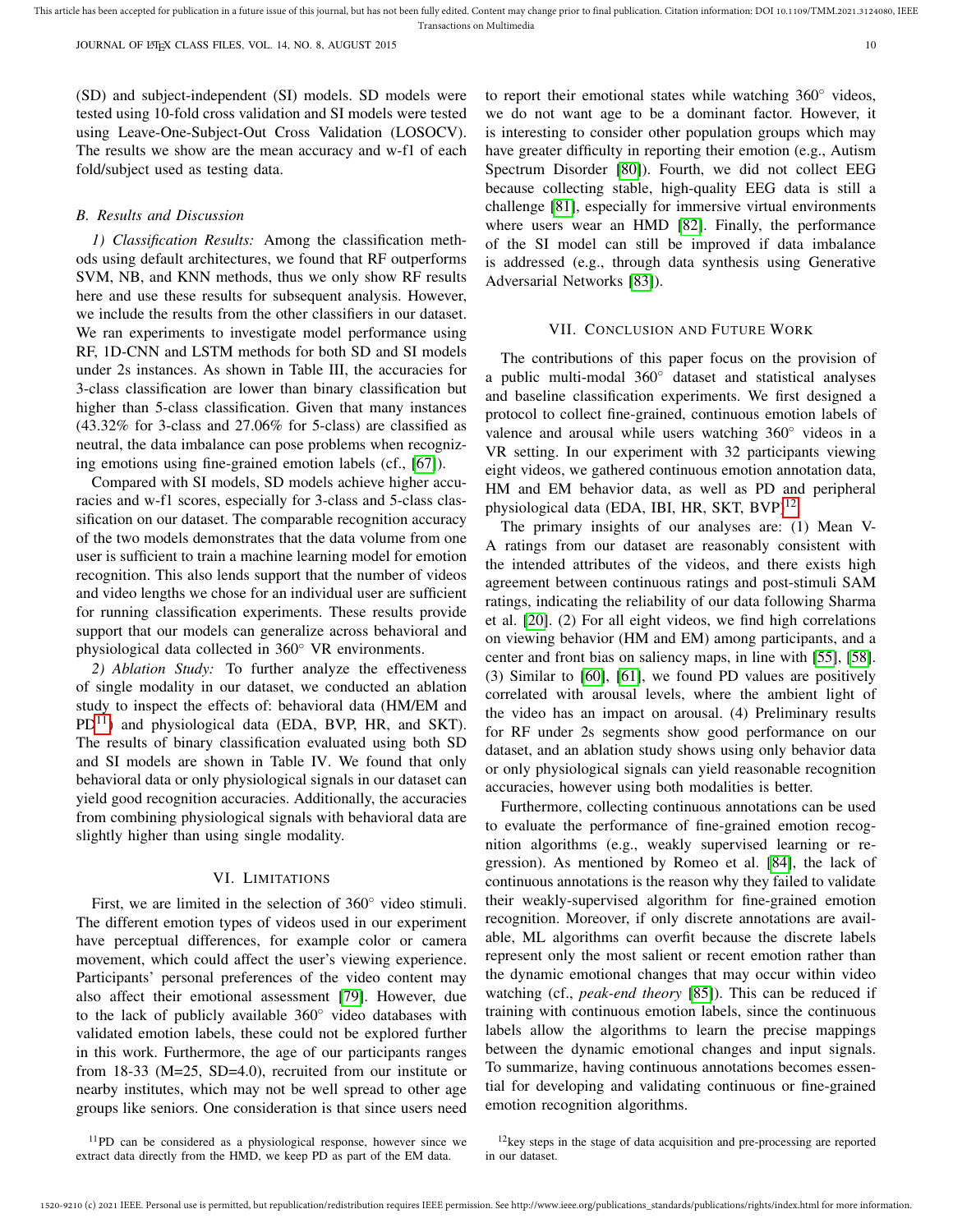(SD) and subject-independent (SI) models. SD models were tested using 10-fold cross validation and SI models were tested using Leave-One-Subject-Out Cross Validation (LOSOCV). The results we show are the mean accuracy and w-f1 of each fold/subject used as testing data.

### B. Results and Discussion

*1) Classification Results:* Among the classification methods using default architectures, we found that RF outperforms SVM, NB, and KNN methods, thus we only show RF results here and use these results for subsequent analysis. However, we include the results from the other classifiers in our dataset. We ran experiments to investigate model performance using RF, 1D-CNN and LSTM methods for both SD and SI models under 2s instances. As shown in Table III, the accuracies for 3-class classification are lower than binary classification but higher than 5-class classification. Given that many instances (43.32% for 3-class and 27.06% for 5-class) are classified as neutral, the data imbalance can pose problems when recognizing emotions using fine-grained emotion labels (cf., [67]).

Compared with SI models, SD models achieve higher accuracies and w-f1 scores, especially for 3-class and 5-class classification on our dataset. The comparable recognition accuracy of the two models demonstrates that the data volume from one user is sufficient to train a machine learning model for emotion recognition. This also lends support that the number of videos and video lengths we chose for an individual user are sufficient for running classification experiments. These results provide support that our models can generalize across behavioral and physiological data collected in 360° VR environments.

*2) Ablation Study:* To further analyze the effectiveness of single modality in our dataset, we conducted an ablation study to inspect the effects of: behavioral data (HM/EM and PD[11]) and physiological data (EDA, BVP, HR, and SKT). The results of binary classification evaluated using both SD and SI models are shown in Table IV. We found that only behavioral data or only physiological signals in our dataset can yield good recognition accuracies. Additionally, the accuracies from combining physiological signals with behavioral data are slightly higher than using single modality.

## VI. Limitations

First, we are limited in the selection of 360° video stimuli. The different emotion types of videos used in our experiment have perceptual differences, for example color or camera movement, which could affect the user's viewing experience. Participants' personal preferences of the video content may also affect their emotional assessment [79]. However, due to the lack of publicly available 360° video databases with validated emotion labels, these could not be explored further in this work. Furthermore, the age of our participants ranges from 18-33 (M=25, SD=4.0), recruited from our institute or nearby institutes, which may not be well spread to other age groups like seniors. One consideration is that since users need to report their emotional states while watching 360° videos, we do not want age to be a dominant factor. However, it is interesting to consider other population groups which may have greater difficulty in reporting their emotion (e.g., Autism Spectrum Disorder [80]). Fourth, we did not collect EEG because collecting stable, high-quality EEG data is still a challenge [81], especially for immersive virtual environments where users wear an HMD [82]. Finally, the performance of the SI model can still be improved if data imbalance is addressed (e.g., through data synthesis using Generative Adversarial Networks [83]).

## VII. Conclusion and Future Work

The contributions of this paper focus on the provision of a public multi-modal 360° dataset and statistical analyses and baseline classification experiments. We first designed a protocol to collect fine-grained, continuous emotion labels of valence and arousal while users watching 360° videos in a VR setting. In our experiment with 32 participants viewing eight videos, we gathered continuous emotion annotation data, HM and EM behavior data, as well as PD and peripheral physiological data (EDA, IBI, HR, SKT, BVP)[12].

The primary insights of our analyses are: (1) Mean V-A ratings from our dataset are reasonably consistent with the intended attributes of the videos, and there exists high agreement between continuous ratings and post-stimuli SAM ratings, indicating the reliability of our data following Sharma et al. [20]. (2) For all eight videos, we find high correlations on viewing behavior (HM and EM) among participants, and a center and front bias on saliency maps, in line with [55], [58]. (3) Similar to [60], [61], we found PD values are positively correlated with arousal levels, where the ambient light of the video has an impact on arousal. (4) Preliminary results for RF under 2s segments show good performance on our dataset, and an ablation study shows using only behavior data or only physiological signals can yield reasonable recognition accuracies, however using both modalities is better.

Furthermore, collecting continuous annotations can be used to evaluate the performance of fine-grained emotion recognition algorithms (e.g., weakly supervised learning or regression). As mentioned by Romeo et al. [84], the lack of continuous annotations is the reason why they failed to validate their weakly-supervised algorithm for fine-grained emotion recognition. Moreover, if only discrete annotations are available, ML algorithms can overfit because the discrete labels represent only the most salient or recent emotion rather than the dynamic emotional changes that may occur within video watching (cf., *peak-end theory* [85]). This can be reduced if training with continuous emotion labels, since the continuous labels allow the algorithms to learn the precise mappings between the dynamic emotional changes and input signals. To summarize, having continuous annotations becomes essential for developing and validating continuous or fine-grained emotion recognition algorithms.

[11] PD can be considered as a physiological response, however since we extract data directly from the HMD, we keep PD as part of the EM data.

[12] key steps in the stage of data acquisition and pre-processing are reported in our dataset.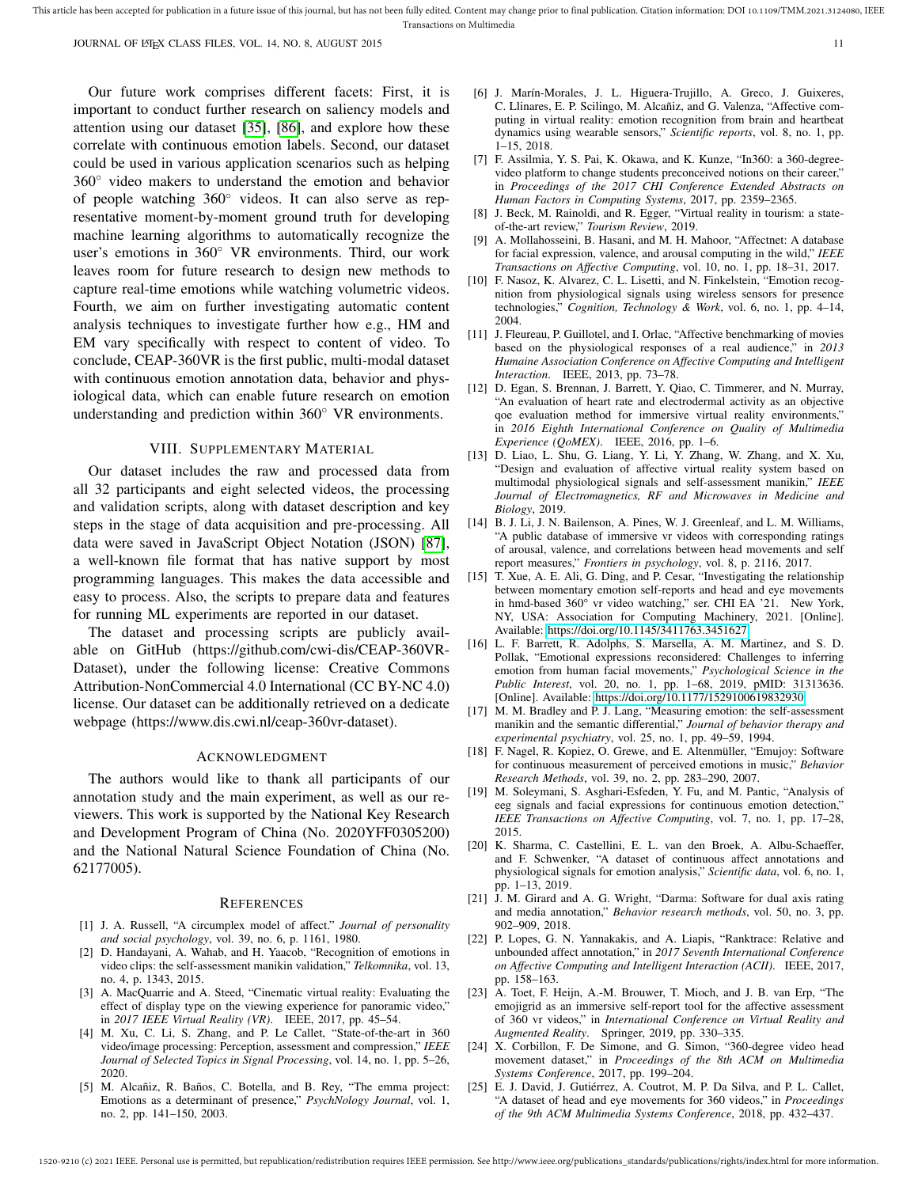Our future work comprises different facets: First, it is important to conduct further research on saliency models and attention using our dataset [35], [86], and explore how these correlate with continuous emotion labels. Second, our dataset could be used in various application scenarios such as helping 360° video makers to understand the emotion and behavior of people watching 360° videos. It can also serve as representative moment-by-moment ground truth for developing machine learning algorithms to automatically recognize the user's emotions in 360° VR environments. Third, our work leaves room for future research to design new methods to capture real-time emotions while watching volumetric videos. Fourth, we aim on further investigating automatic content analysis techniques to investigate further how e.g., HM and EM vary specifically with respect to content of video. To conclude, CEAP-360VR is the first public, multi-modal dataset with continuous emotion annotation data, behavior and physiological data, which can enable future research on emotion understanding and prediction within 360° VR environments.

## VIII. Supplementary Material

Our dataset includes the raw and processed data from all 32 participants and eight selected videos, the processing and validation scripts, along with dataset description and key steps in the stage of data acquisition and pre-processing. All data were saved in JavaScript Object Notation (JSON) [87], a well-known file format that has native support by most programming languages. This makes the data accessible and easy to process. Also, the scripts to prepare data and features for running ML experiments are reported in our dataset.

The dataset and processing scripts are publicly available on GitHub (https://github.com/cwi-dis/CEAP-360VR-Dataset), under the following license: Creative Commons Attribution-NonCommercial 4.0 International (CC BY-NC 4.0) license. Our dataset can be additionally retrieved on a dedicate webpage (https://www.dis.cwi.nl/ceap-360vr-dataset).

## Acknowledgment

The authors would like to thank all participants of our annotation study and the main experiment, as well as our reviewers. This work is supported by the National Key Research and Development Program of China (No. 2020YFF0305200) and the National Natural Science Foundation of China (No. 62177005).

## References

[1] J. A. Russell, "A circumplex model of affect." *Journal of personality and social psychology*, vol. 39, no. 6, p. 1161, 1980.

[2] D. Handayani, A. Wahab, and H. Yaacob, "Recognition of emotions in video clips: the self-assessment manikin validation," *Telkomnika*, vol. 13, no. 4, p. 1343, 2015.

[3] A. MacQuarrie and A. Steed, "Cinematic virtual reality: Evaluating the effect of display type on the viewing experience for panoramic video," in *2017 IEEE Virtual Reality (VR)*. IEEE, 2017, pp. 45–54.

[4] M. Xu, C. Li, S. Zhang, and P. Le Callet, "State-of-the-art in 360 video/image processing: Perception, assessment and compression," *IEEE Journal of Selected Topics in Signal Processing*, vol. 14, no. 1, pp. 5–26, 2020.

[5] M. Alcañiz, R. Baños, C. Botella, and B. Rey, "The emma project: Emotions as a determinant of presence," *PsychNology Journal*, vol. 1, no. 2, pp. 141–150, 2003.

[6] J. Marín-Morales, J. L. Higuera-Trujillo, A. Greco, J. Guixeres, C. Llinares, E. P. Scilingo, M. Alcañiz, and G. Valenza, "Affective computing in virtual reality: emotion recognition from brain and heartbeat dynamics using wearable sensors," *Scientific reports*, vol. 8, no. 1, pp. 1–15, 2018.

[7] F. Assilmia, Y. S. Pai, K. Okawa, and K. Kunze, "In360: a 360-degree-video platform to change students preconceived notions on their career," in *Proceedings of the 2017 CHI Conference Extended Abstracts on Human Factors in Computing Systems*, 2017, pp. 2359–2365.

[8] J. Beck, M. Rainoldi, and R. Egger, "Virtual reality in tourism: a state-of-the-art review," *Tourism Review*, 2019.

[9] A. Mollahosseini, B. Hasani, and M. H. Mahoor, "Affectnet: A database for facial expression, valence, and arousal computing in the wild," *IEEE Transactions on Affective Computing*, vol. 10, no. 1, pp. 18–31, 2017.

[10] F. Nasoz, K. Alvarez, C. L. Lisetti, and N. Finkelstein, "Emotion recognition from physiological signals using wireless sensors for presence technologies," *Cognition, Technology & Work*, vol. 6, no. 1, pp. 4–14, 2004.

[11] J. Fleureau, P. Guillotel, and I. Orlac, "Affective benchmarking of movies based on the physiological responses of a real audience," in *2013 Humaine Association Conference on Affective Computing and Intelligent Interaction*. IEEE, 2013, pp. 73–78.

[12] D. Egan, S. Brennan, J. Barrett, Y. Qiao, C. Timmerer, and N. Murray, "An evaluation of heart rate and electrodermal activity as an objective qoe evaluation method for immersive virtual reality environments," in *2016 Eighth International Conference on Quality of Multimedia Experience (QoMEX)*. IEEE, 2016, pp. 1–6.

[13] D. Liao, L. Shu, G. Liang, Y. Li, Y. Zhang, W. Zhang, and X. Xu, "Design and evaluation of affective virtual reality system based on multimodal physiological signals and self-assessment manikin," *IEEE Journal of Electromagnetics, RF and Microwaves in Medicine and Biology*, 2019.

[14] B. J. Li, J. N. Bailenson, A. Pines, W. J. Greenleaf, and L. M. Williams, "A public database of immersive vr videos with corresponding ratings of arousal, valence, and correlations between head movements and self report measures," *Frontiers in psychology*, vol. 8, p. 2116, 2017.

[15] T. Xue, A. E. Ali, G. Ding, and P. Cesar, "Investigating the relationship between momentary emotion self-reports and head and eye movements in hmd-based 360° vr video watching," ser. CHI EA '21. New York, NY, USA: Association for Computing Machinery, 2021. [Online]. Available: https://doi.org/10.1145/3411763.3451627

[16] L. F. Barrett, R. Adolphs, S. Marsella, A. M. Martinez, and S. D. Pollak, "Emotional expressions reconsidered: Challenges to inferring emotion from human facial movements," *Psychological Science in the Public Interest*, vol. 20, no. 1, pp. 1–68, 2019, pMID: 31313636. [Online]. Available: https://doi.org/10.1177/1529100619832930

[17] M. M. Bradley and P. J. Lang, "Measuring emotion: the self-assessment manikin and the semantic differential," *Journal of behavior therapy and experimental psychiatry*, vol. 25, no. 1, pp. 49–59, 1994.

[18] F. Nagel, R. Kopiez, O. Grewe, and E. Altenmüller, "Emujoy: Software for continuous measurement of perceived emotions in music," *Behavior Research Methods*, vol. 39, no. 2, pp. 283–290, 2007.

[19] M. Soleymani, S. Asghari-Esfeden, Y. Fu, and M. Pantic, "Analysis of eeg signals and facial expressions for continuous emotion detection," *IEEE Transactions on Affective Computing*, vol. 7, no. 1, pp. 17–28, 2015.

[20] K. Sharma, C. Castellini, E. L. van den Broek, A. Albu-Schaeffer, and F. Schwenker, "A dataset of continuous affect annotations and physiological signals for emotion analysis," *Scientific data*, vol. 6, no. 1, pp. 1–13, 2019.

[21] J. M. Girard and A. G. Wright, "Darma: Software for dual axis rating and media annotation," *Behavior research methods*, vol. 50, no. 3, pp. 902–909, 2018.

[22] P. Lopes, G. N. Yannakakis, and A. Liapis, "Ranktrace: Relative and unbounded affect annotation," in *2017 Seventh International Conference on Affective Computing and Intelligent Interaction (ACII)*. IEEE, 2017, pp. 158–163.

[23] A. Toet, F. Heijn, A.-M. Brouwer, T. Mioch, and J. B. van Erp, "The emojigrid as an immersive self-report tool for the affective assessment of 360 vr videos," in *International Conference on Virtual Reality and Augmented Reality*. Springer, 2019, pp. 330–335.

[24] X. Corbillon, F. De Simone, and G. Simon, "360-degree video head movement dataset," in *Proceedings of the 8th ACM on Multimedia Systems Conference*, 2017, pp. 199–204.

[25] E. J. David, J. Gutiérrez, A. Coutrot, M. P. Da Silva, and P. L. Callet, "A dataset of head and eye movements for 360 videos," in *Proceedings of the 9th ACM Multimedia Systems Conference*, 2018, pp. 432–437.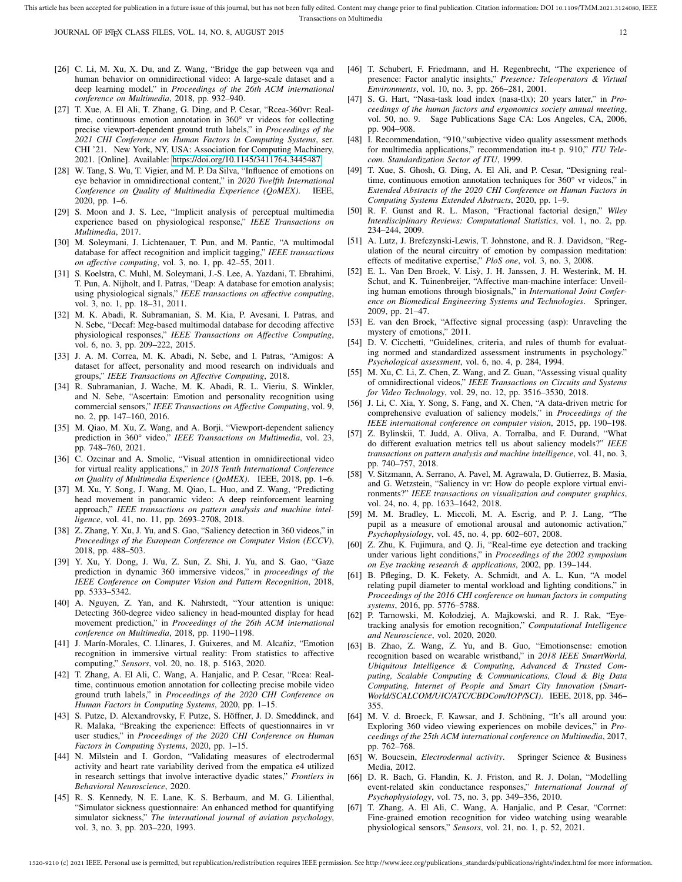[26] C. Li, M. Xu, X. Du, and Z. Wang, "Bridge the gap between vqa and human behavior on omnidirectional video: A large-scale dataset and a deep learning model," in *Proceedings of the 26th ACM international conference on Multimedia*, 2018, pp. 932–940.

[27] T. Xue, A. El Ali, T. Zhang, G. Ding, and P. Cesar, "Rcea-360vr: Real-time, continuous emotion annotation in 360° vr videos for collecting precise viewport-dependent ground truth labels," in *Proceedings of the 2021 CHI Conference on Human Factors in Computing Systems*, ser. CHI '21. New York, NY, USA: Association for Computing Machinery, 2021. [Online]. Available: https://doi.org/10.1145/3411764.3445487

[28] W. Tang, S. Wu, T. Vigier, and M. P. Da Silva, "Influence of emotions on eye behavior in omnidirectional content," in *2020 Twelfth International Conference on Quality of Multimedia Experience (QoMEX)*. IEEE, 2020, pp. 1–6.

[29] S. Moon and J. S. Lee, "Implicit analysis of perceptual multimedia experience based on physiological response," *IEEE Transactions on Multimedia*, 2017.

[30] M. Soleymani, J. Lichtenauer, T. Pun, and M. Pantic, "A multimodal database for affect recognition and implicit tagging," *IEEE transactions on affective computing*, vol. 3, no. 1, pp. 42–55, 2011.

[31] S. Koelstra, C. Muhl, M. Soleymani, J.-S. Lee, A. Yazdani, T. Ebrahimi, T. Pun, A. Nijholt, and I. Patras, "Deap: A database for emotion analysis; using physiological signals," *IEEE transactions on affective computing*, vol. 3, no. 1, pp. 18–31, 2011.

[32] M. K. Abadi, R. Subramanian, S. M. Kia, P. Avesani, I. Patras, and N. Sebe, "Decaf: Meg-based multimodal database for decoding affective physiological responses," *IEEE Transactions on Affective Computing*, vol. 6, no. 3, pp. 209–222, 2015.

[33] J. A. M. Correa, M. K. Abadi, N. Sebe, and I. Patras, "Amigos: A dataset for affect, personality and mood research on individuals and groups," *IEEE Transactions on Affective Computing*, 2018.

[34] R. Subramanian, J. Wache, M. K. Abadi, R. L. Vieriu, S. Winkler, and N. Sebe, "Ascertain: Emotion and personality recognition using commercial sensors," *IEEE Transactions on Affective Computing*, vol. 9, no. 2, pp. 147–160, 2016.

[35] M. Qiao, M. Xu, Z. Wang, and A. Borji, "Viewport-dependent saliency prediction in 360° video," *IEEE Transactions on Multimedia*, vol. 23, pp. 748–760, 2021.

[36] C. Ozcinar and A. Smolic, "Visual attention in omnidirectional video for virtual reality applications," in *2018 Tenth International Conference on Quality of Multimedia Experience (QoMEX)*. IEEE, 2018, pp. 1–6.

[37] M. Xu, Y. Song, J. Wang, M. Qiao, L. Huo, and Z. Wang, "Predicting head movement in panoramic video: A deep reinforcement learning approach," *IEEE transactions on pattern analysis and machine intelligence*, vol. 41, no. 11, pp. 2693–2708, 2018.

[38] Z. Zhang, Y. Xu, J. Yu, and S. Gao, "Saliency detection in 360 videos," in *Proceedings of the European Conference on Computer Vision (ECCV)*, 2018, pp. 488–503.

[39] Y. Xu, Y. Dong, J. Wu, Z. Sun, Z. Shi, J. Yu, and S. Gao, "Gaze prediction in dynamic 360 immersive videos," in *proceedings of the IEEE Conference on Computer Vision and Pattern Recognition*, 2018, pp. 5333–5342.

[40] A. Nguyen, Z. Yan, and K. Nahrstedt, "Your attention is unique: Detecting 360-degree video saliency in head-mounted display for head movement prediction," in *Proceedings of the 26th ACM international conference on Multimedia*, 2018, pp. 1190–1198.

[41] J. Marín-Morales, C. Llinares, J. Guixeres, and M. Alcañiz, "Emotion recognition in immersive virtual reality: From statistics to affective computing," *Sensors*, vol. 20, no. 18, p. 5163, 2020.

[42] T. Zhang, A. El Ali, C. Wang, A. Hanjalic, and P. Cesar, "Rcea: Real-time, continuous emotion annotation for collecting precise mobile video ground truth labels," in *Proceedings of the 2020 CHI Conference on Human Factors in Computing Systems*, 2020, pp. 1–15.

[43] S. Putze, D. Alexandrovsky, F. Putze, S. Höffner, J. D. Smeddinck, and R. Malaka, "Breaking the experience: Effects of questionnaires in vr user studies," in *Proceedings of the 2020 CHI Conference on Human Factors in Computing Systems*, 2020, pp. 1–15.

[44] N. Milstein and I. Gordon, "Validating measures of electrodermal activity and heart rate variability derived from the empatica e4 utilized in research settings that involve interactive dyadic states," *Frontiers in Behavioral Neuroscience*, 2020.

[45] R. S. Kennedy, N. E. Lane, K. S. Berbaum, and M. G. Lilienthal, "Simulator sickness questionnaire: An enhanced method for quantifying simulator sickness," *The international journal of aviation psychology*, vol. 3, no. 3, pp. 203–220, 1993.

[46] T. Schubert, F. Friedmann, and H. Regenbrecht, "The experience of presence: Factor analytic insights," *Presence: Teleoperators & Virtual Environments*, vol. 10, no. 3, pp. 266–281, 2001.

[47] S. G. Hart, "Nasa-task load index (nasa-tlx); 20 years later," in *Proceedings of the human factors and ergonomics society annual meeting*, vol. 50, no. 9. Sage Publications Sage CA: Los Angeles, CA, 2006, pp. 904–908.

[48] I. Recommendation, "910,"subjective video quality assessment methods for multimedia applications," recommendation itu-t p. 910," *ITU Telecom. Standardization Sector of ITU*, 1999.

[49] T. Xue, S. Ghosh, G. Ding, A. El Ali, and P. Cesar, "Designing real-time, continuous emotion annotation techniques for 360° vr videos," in *Extended Abstracts of the 2020 CHI Conference on Human Factors in Computing Systems Extended Abstracts*, 2020, pp. 1–9.

[50] R. F. Gunst and R. L. Mason, "Fractional factorial design," *Wiley Interdisciplinary Reviews: Computational Statistics*, vol. 1, no. 2, pp. 234–244, 2009.

[51] A. Lutz, J. Brefczynski-Lewis, T. Johnstone, and R. J. Davidson, "Regulation of the neural circuitry of emotion by compassion meditation: effects of meditative expertise," *PloS one*, vol. 3, no. 3, 2008.

[52] E. L. Van Den Broek, V. Lisỳ, J. H. Janssen, J. H. Westerink, M. H. Schut, and K. Tuinenbreijer, "Affective man-machine interface: Unveiling human emotions through biosignals," in *International Joint Conference on Biomedical Engineering Systems and Technologies*. Springer, 2009, pp. 21–47.

[53] E. van den Broek, "Affective signal processing (asp): Unraveling the mystery of emotions," 2011.

[54] D. V. Cicchetti, "Guidelines, criteria, and rules of thumb for evaluating normed and standardized assessment instruments in psychology." *Psychological assessment*, vol. 6, no. 4, p. 284, 1994.

[55] M. Xu, C. Li, Z. Chen, Z. Wang, and Z. Guan, "Assessing visual quality of omnidirectional videos," *IEEE Transactions on Circuits and Systems for Video Technology*, vol. 29, no. 12, pp. 3516–3530, 2018.

[56] J. Li, C. Xia, Y. Song, S. Fang, and X. Chen, "A data-driven metric for comprehensive evaluation of saliency models," in *Proceedings of the IEEE international conference on computer vision*, 2015, pp. 190–198.

[57] Z. Bylinskii, T. Judd, A. Oliva, A. Torralba, and F. Durand, "What do different evaluation metrics tell us about saliency models?" *IEEE transactions on pattern analysis and machine intelligence*, vol. 41, no. 3, pp. 740–757, 2018.

[58] V. Sitzmann, A. Serrano, A. Pavel, M. Agrawala, D. Gutierrez, B. Masia, and G. Wetzstein, "Saliency in vr: How do people explore virtual environments?" *IEEE transactions on visualization and computer graphics*, vol. 24, no. 4, pp. 1633–1642, 2018.

[59] M. M. Bradley, L. Miccoli, M. A. Escrig, and P. J. Lang, "The pupil as a measure of emotional arousal and autonomic activation," *Psychophysiology*, vol. 45, no. 4, pp. 602–607, 2008.

[60] Z. Zhu, K. Fujimura, and Q. Ji, "Real-time eye detection and tracking under various light conditions," in *Proceedings of the 2002 symposium on Eye tracking research & applications*, 2002, pp. 139–144.

[61] B. Pfleging, D. K. Fekety, A. Schmidt, and A. L. Kun, "A model relating pupil diameter to mental workload and lighting conditions," in *Proceedings of the 2016 CHI conference on human factors in computing systems*, 2016, pp. 5776–5788.

[62] P. Tarnowski, M. Kołodziej, A. Majkowski, and R. J. Rak, "Eye-tracking analysis for emotion recognition," *Computational Intelligence and Neuroscience*, vol. 2020, 2020.

[63] B. Zhao, Z. Wang, Z. Yu, and B. Guo, "Emotionsense: emotion recognition based on wearable wristband," in *2018 IEEE SmartWorld, Ubiquitous Intelligence & Computing, Advanced & Trusted Computing, Scalable Computing & Communications, Cloud & Big Data Computing, Internet of People and Smart City Innovation (SmartWorld/SCALCOM/UIC/ATC/CBDCom/IOP/SCI)*. IEEE, 2018, pp. 346–355.

[64] M. V. d. Broeck, F. Kawsar, and J. Schöning, "It's all around you: Exploring 360 video viewing experiences on mobile devices," in *Proceedings of the 25th ACM international conference on Multimedia*, 2017, pp. 762–768.

[65] W. Boucsein, *Electrodermal activity*. Springer Science & Business Media, 2012.

[66] D. R. Bach, G. Flandin, K. J. Friston, and R. J. Dolan, "Modelling event-related skin conductance responses," *International Journal of Psychophysiology*, vol. 75, no. 3, pp. 349–356, 2010.

[67] T. Zhang, A. El Ali, C. Wang, A. Hanjalic, and P. Cesar, "Corrnet: Fine-grained emotion recognition for video watching using wearable physiological sensors," *Sensors*, vol. 21, no. 1, p. 52, 2021.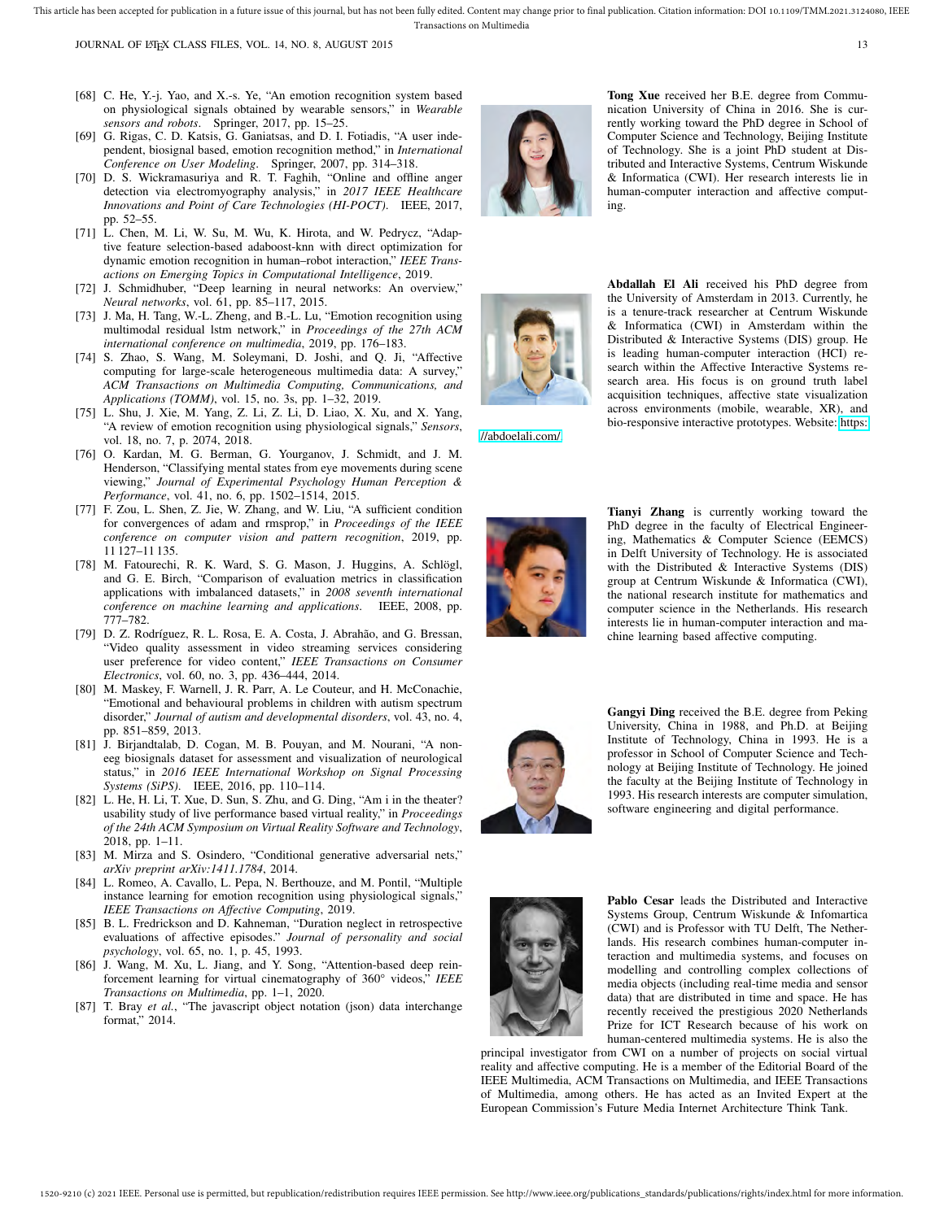[68] C. He, Y.-j. Yao, and X.-s. Ye, "An emotion recognition system based on physiological signals obtained by wearable sensors," in *Wearable sensors and robots*. Springer, 2017, pp. 15–25.

[69] G. Rigas, C. D. Katsis, G. Ganiatsas, and D. I. Fotiadis, "A user independent, biosignal based, emotion recognition method," in *International Conference on User Modeling*. Springer, 2007, pp. 314–318.

[70] D. S. Wickramasuriya and R. T. Faghih, "Online and offline anger detection via electromyography analysis," in *2017 IEEE Healthcare Innovations and Point of Care Technologies (HI-POCT)*. IEEE, 2017, pp. 52–55.

[71] L. Chen, M. Li, W. Su, M. Wu, K. Hirota, and W. Pedrycz, "Adaptive feature selection-based adaboost-knn with direct optimization for dynamic emotion recognition in human–robot interaction," *IEEE Transactions on Emerging Topics in Computational Intelligence*, 2019.

[72] J. Schmidhuber, "Deep learning in neural networks: An overview," *Neural networks*, vol. 61, pp. 85–117, 2015.

[73] J. Ma, H. Tang, W.-L. Zheng, and B.-L. Lu, "Emotion recognition using multimodal residual lstm network," in *Proceedings of the 27th ACM international conference on multimedia*, 2019, pp. 176–183.

[74] S. Zhao, S. Wang, M. Soleymani, D. Joshi, and Q. Ji, "Affective computing for large-scale heterogeneous multimedia data: A survey," *ACM Transactions on Multimedia Computing, Communications, and Applications (TOMM)*, vol. 15, no. 3s, pp. 1–32, 2019.

[75] L. Shu, J. Xie, M. Yang, Z. Li, Z. Li, D. Liao, X. Xu, and X. Yang, "A review of emotion recognition using physiological signals," *Sensors*, vol. 18, no. 7, p. 2074, 2018.

[76] O. Kardan, M. G. Berman, G. Yourganov, J. Schmidt, and J. M. Henderson, "Classifying mental states from eye movements during scene viewing," *Journal of Experimental Psychology Human Perception & Performance*, vol. 41, no. 6, pp. 1502–1514, 2015.

[77] F. Zou, L. Shen, Z. Jie, W. Zhang, and W. Liu, "A sufficient condition for convergences of adam and rmsprop," in *Proceedings of the IEEE conference on computer vision and pattern recognition*, 2019, pp. 11 127–11 135.

[78] M. Fatourechi, R. K. Ward, S. G. Mason, J. Huggins, A. Schlögl, and G. E. Birch, "Comparison of evaluation metrics in classification applications with imbalanced datasets," in *2008 seventh international conference on machine learning and applications*. IEEE, 2008, pp. 777–782.

[79] D. Z. Rodríguez, R. L. Rosa, E. A. Costa, J. Abrahão, and G. Bressan, "Video quality assessment in video streaming services considering user preference for video content," *IEEE Transactions on Consumer Electronics*, vol. 60, no. 3, pp. 436–444, 2014.

[80] M. Maskey, F. Warnell, J. R. Parr, A. Le Couteur, and H. McConachie, "Emotional and behavioural problems in children with autism spectrum disorder," *Journal of autism and developmental disorders*, vol. 43, no. 4, pp. 851–859, 2013.

[81] J. Birjandtalab, D. Cogan, M. B. Pouyan, and M. Nourani, "A non-eeg biosignals dataset for assessment and visualization of neurological status," in *2016 IEEE International Workshop on Signal Processing Systems (SiPS)*. IEEE, 2016, pp. 110–114.

[82] L. He, H. Li, T. Xue, D. Sun, S. Zhu, and G. Ding, "Am i in the theater? usability study of live performance based virtual reality," in *Proceedings of the 24th ACM Symposium on Virtual Reality Software and Technology*, 2018, pp. 1–11.

[83] M. Mirza and S. Osindero, "Conditional generative adversarial nets," *arXiv preprint arXiv:1411.1784*, 2014.

[84] L. Romeo, A. Cavallo, L. Pepa, N. Berthouze, and M. Pontil, "Multiple instance learning for emotion recognition using physiological signals," *IEEE Transactions on Affective Computing*, 2019.

[85] B. L. Fredrickson and D. Kahneman, "Duration neglect in retrospective evaluations of affective episodes." *Journal of personality and social psychology*, vol. 65, no. 1, p. 45, 1993.

[86] J. Wang, M. Xu, L. Jiang, and Y. Song, "Attention-based deep reinforcement learning for virtual cinematography of 360° videos," *IEEE Transactions on Multimedia*, pp. 1–1, 2020.

[87] T. Bray *et al.*, "The javascript object notation (json) data interchange format," 2014.

**Tong Xue** received her B.E. degree from Communication University of China in 2016. She is currently working toward the PhD degree in School of Computer Science and Technology, Beijing Institute of Technology. She is a joint PhD student at Distributed and Interactive Systems, Centrum Wiskunde & Informatica (CWI). Her research interests lie in human-computer interaction and affective computing.

**Abdallah El Ali** received his PhD degree from the University of Amsterdam in 2013. Currently, he is a tenure-track researcher at Centrum Wiskunde & Informatica (CWI) in Amsterdam within the Distributed & Interactive Systems (DIS) group. He is leading human-computer interaction (HCI) research within the Affective Interactive Systems research area. His focus is on ground truth label acquisition techniques, affective state visualization across environments (mobile, wearable, XR), and bio-responsive interactive prototypes. Website: https://abdoelali.com/

**Tianyi Zhang** is currently working toward the PhD degree in the faculty of Electrical Engineering, Mathematics & Computer Science (EEMCS) in Delft University of Technology. He is associated with the Distributed & Interactive Systems (DIS) group at Centrum Wiskunde & Informatica (CWI), the national research institute for mathematics and computer science in the Netherlands. His research interests lie in human-computer interaction and machine learning based affective computing.

**Gangyi Ding** received the B.E. degree from Peking University, China in 1988, and Ph.D. at Beijing Institute of Technology, China in 1993. He is a professor in School of Computer Science and Technology at Beijing Institute of Technology. He joined the faculty at the Beijing Institute of Technology in 1993. His research interests are computer simulation, software engineering and digital performance.

**Pablo Cesar** leads the Distributed and Interactive Systems Group, Centrum Wiskunde & Infomatica (CWI) and is Professor with TU Delft, The Netherlands. His research combines human-computer interaction and multimedia systems, and focuses on modelling and controlling complex collections of media objects (including real-time media and sensor data) that are distributed in time and space. He has recently received the prestigious 2020 Netherlands Prize for ICT Research because of his work on human-centered multimedia systems. He is also the principal investigator from CWI on a number of projects on social virtual reality and affective computing. He is a member of the Editorial Board of the IEEE Multimedia, ACM Transactions on Multimedia, and IEEE Transactions of Multimedia, among others. He has acted as an Invited Expert at the European Commission's Future Media Internet Architecture Think Tank.